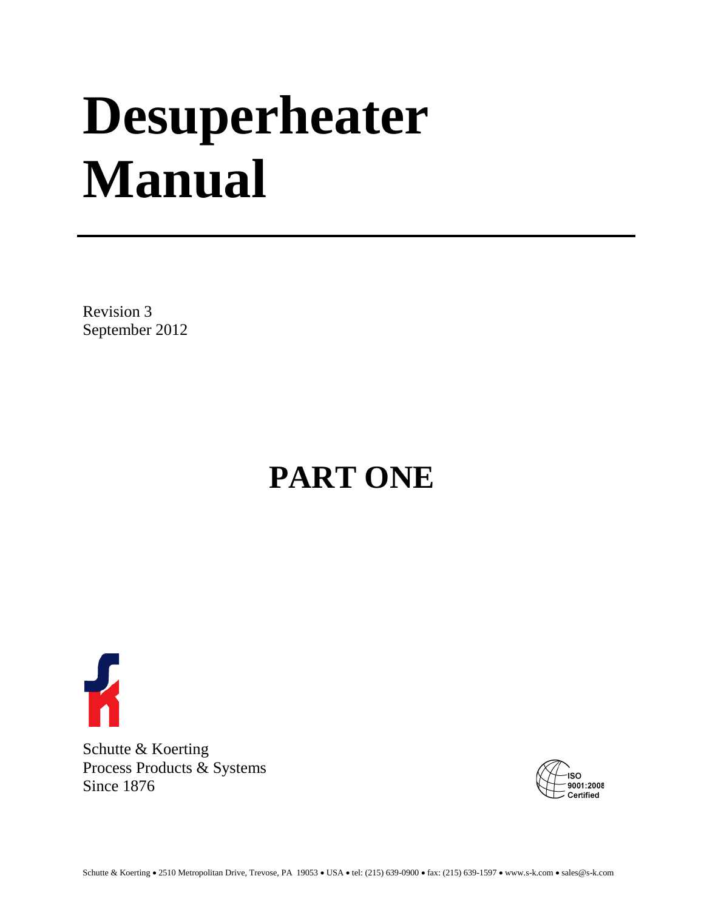# Desuperheater Manual

Revision 3
September 2012

## PART ONE

Schutte & Koerting
Process Products & Systems
Since 1876

ISO 9001:2008 Certified

Schutte & Koerting • 2510 Metropolitan Drive, Trevose, PA 19053 • USA • tel: (215) 639-0900 • fax: (215) 639-1597 • www.s-k.com • sales@s-k.com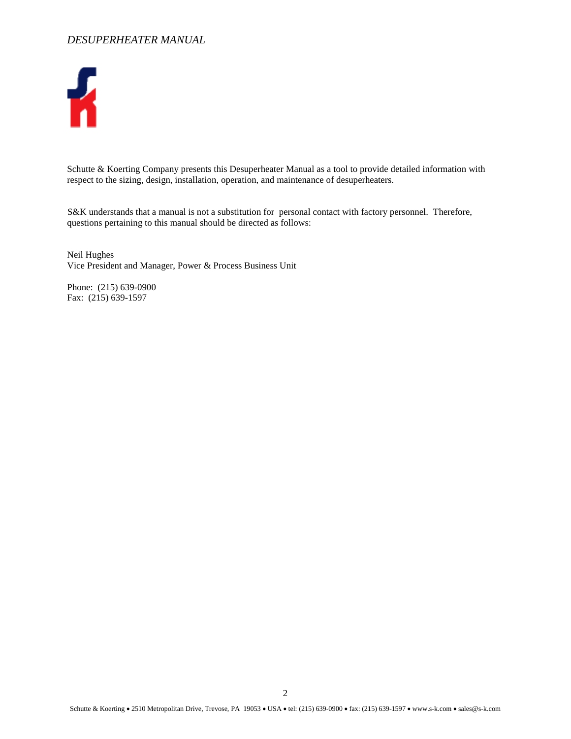Schutte & Koerting Company presents this Desuperheater Manual as a tool to provide detailed information with respect to the sizing, design, installation, operation, and maintenance of desuperheaters.

S&K understands that a manual is not a substitution for personal contact with factory personnel. Therefore, questions pertaining to this manual should be directed as follows:

Neil Hughes
Vice President and Manager, Power & Process Business Unit

Phone: (215) 639-0900
Fax: (215) 639-1597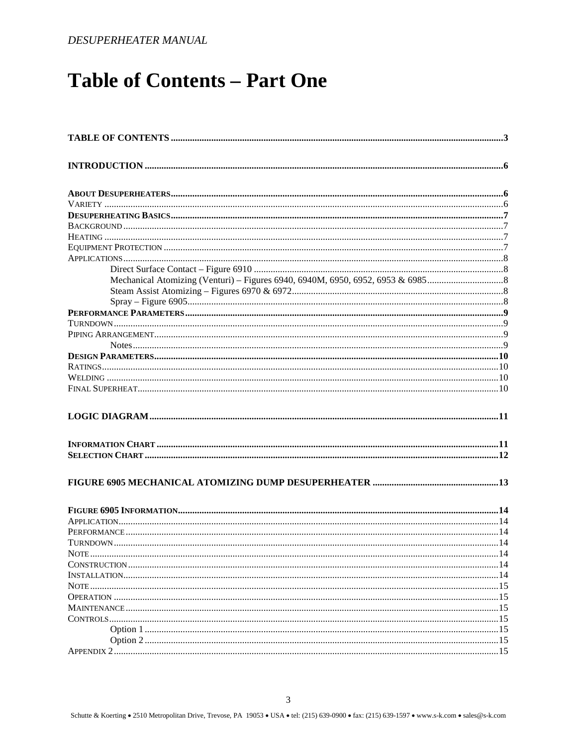# Table of Contents – Part One

**TABLE OF CONTENTS** ........................................................................................................................................3

**INTRODUCTION** .................................................................................................................................................6

**ABOUT DESUPERHEATERS**...........................................................................................................................6
VARIETY ...................................................................................................................................................................6
**DESUPERHEATING BASICS**..........................................................................................................................7
BACKGROUND.........................................................................................................................................................7
HEATING ...................................................................................................................................................................7
EQUIPMENT PROTECTION ....................................................................................................................................7
APPLICATIONS.........................................................................................................................................................8
- Direct Surface Contact – Figure 6910 ........................................................................................8
- Mechanical Atomizing (Venturi) – Figures 6940, 6940M, 6950, 6952, 6953 & 6985...........................8
- Steam Assist Atomizing – Figures 6970 & 6972.........................................................................8
- Spray – Figure 6905..................................................................................................................8

**PERFORMANCE PARAMETERS**.....................................................................................................................9
TURNDOWN...............................................................................................................................................................9
PIPING ARRANGEMENT.........................................................................................................................................9
- Notes........................................................................................................................................9

**DESIGN PARAMETERS**..................................................................................................................................10
RATINGS..................................................................................................................................................................10
WELDING ................................................................................................................................................................10
FINAL SUPERHEAT...............................................................................................................................................10

**LOGIC DIAGRAM**...........................................................................................................................................11

**INFORMATION CHART** ..................................................................................................................................11
**SELECTION CHART** .......................................................................................................................................12

**FIGURE 6905 MECHANICAL ATOMIZING DUMP DESUPERHEATER** ....................................................13

**FIGURE 6905 INFORMATION**..........................................................................................................................14
APPLICATION..........................................................................................................................................................14
PERFORMANCE ......................................................................................................................................................14
TURNDOWN............................................................................................................................................................14
NOTE ........................................................................................................................................................................14
CONSTRUCTION.....................................................................................................................................................14
INSTALLATION.......................................................................................................................................................14
NOTE ........................................................................................................................................................................15
OPERATION ............................................................................................................................................................15
MAINTENANCE......................................................................................................................................................15
CONTROLS..............................................................................................................................................................15
- Option 1 .................................................................................................................................15
- Option 2 .................................................................................................................................15

APPENDIX 2.............................................................................................................................................................15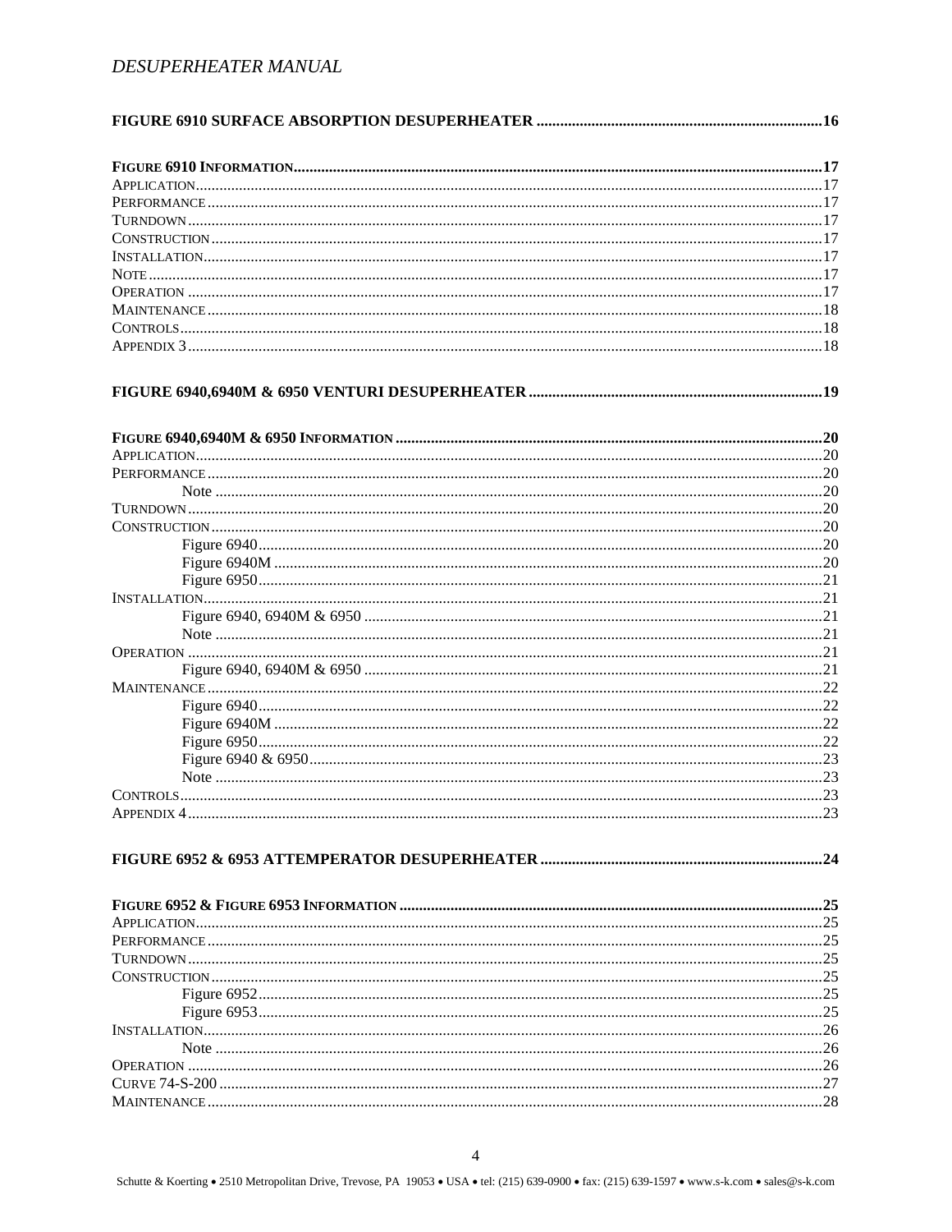**FIGURE 6910 SURFACE ABSORPTION DESUPERHEATER** .......................................................... 16

**FIGURE 6910 INFORMATION** .......................................................... 17

APPLICATION .......................................................... 17
PERFORMANCE .......................................................... 17
TURNDOWN .......................................................... 17
CONSTRUCTION .......................................................... 17
INSTALLATION .......................................................... 17
NOTE .......................................................... 17
OPERATION .......................................................... 17
MAINTENANCE .......................................................... 18
CONTROLS .......................................................... 18
APPENDIX 3 .......................................................... 18

**FIGURE 6940,6940M & 6950 VENTURI DESUPERHEATER** .......................................................... 19

**FIGURE 6940,6940M & 6950 INFORMATION** .......................................................... 20

APPLICATION .......................................................... 20
PERFORMANCE .......................................................... 20
- Note .......................................................... 20

TURNDOWN .......................................................... 20
CONSTRUCTION .......................................................... 20
- Figure 6940 .......................................................... 20
- Figure 6940M .......................................................... 20
- Figure 6950 .......................................................... 21

INSTALLATION .......................................................... 21
- Figure 6940, 6940M & 6950 .......................................................... 21
- Note .......................................................... 21

OPERATION .......................................................... 21
- Figure 6940, 6940M & 6950 .......................................................... 21

MAINTENANCE .......................................................... 22
- Figure 6940 .......................................................... 22
- Figure 6940M .......................................................... 22
- Figure 6950 .......................................................... 22
- Figure 6940 & 6950 .......................................................... 23
- Note .......................................................... 23

CONTROLS .......................................................... 23
APPENDIX 4 .......................................................... 23

**FIGURE 6952 & 6953 ATTEMPERATOR DESUPERHEATER** .......................................................... 24

**FIGURE 6952 & FIGURE 6953 INFORMATION** .......................................................... 25

APPLICATION .......................................................... 25
PERFORMANCE .......................................................... 25
TURNDOWN .......................................................... 25
CONSTRUCTION .......................................................... 25
- Figure 6952 .......................................................... 25
- Figure 6953 .......................................................... 25

INSTALLATION .......................................................... 26
- Note .......................................................... 26

OPERATION .......................................................... 26
CURVE 74-S-200 .......................................................... 27
MAINTENANCE .......................................................... 28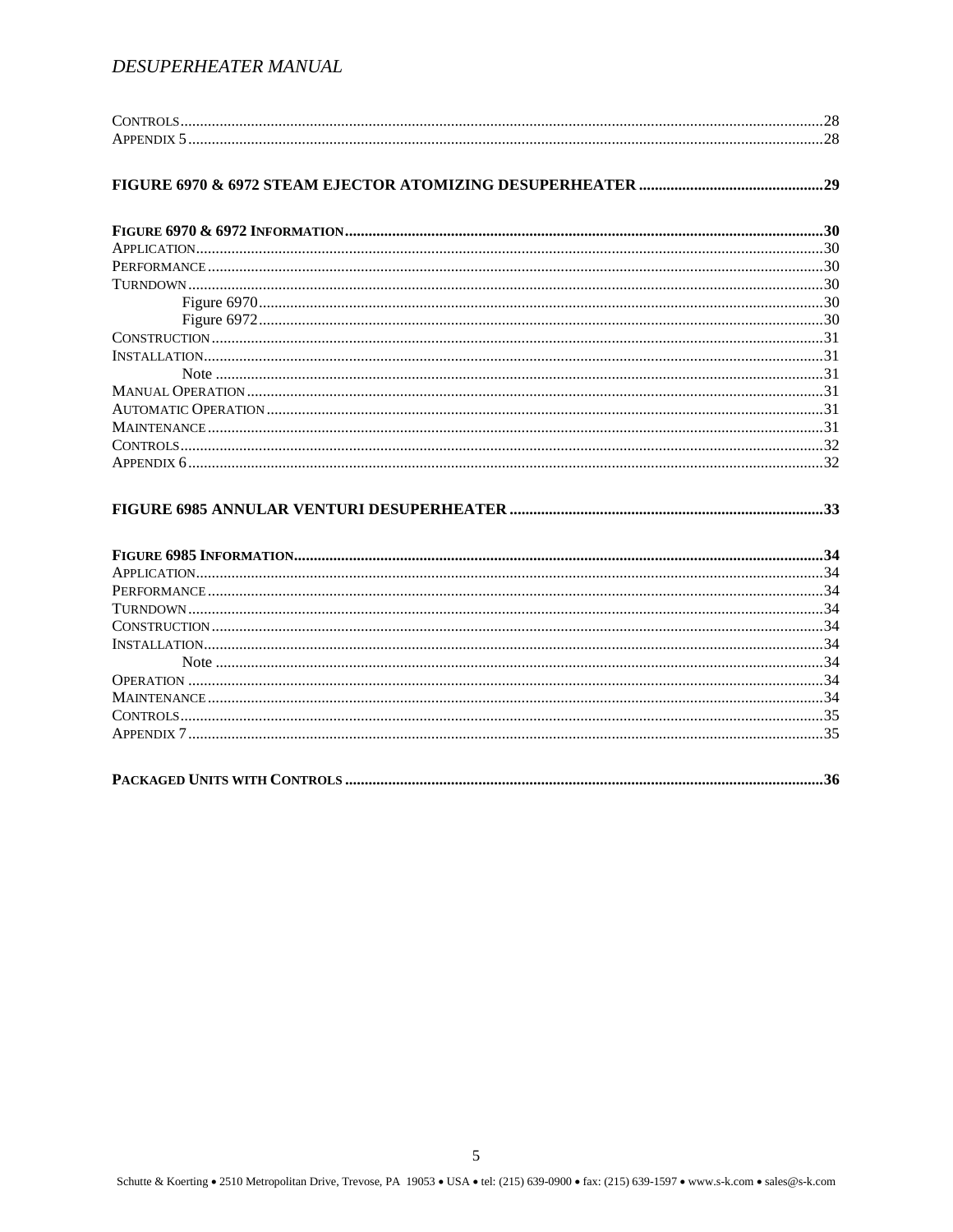CONTROLS ... 28
APPENDIX 5 ... 28

**FIGURE 6970 & 6972 STEAM EJECTOR ATOMIZING DESUPERHEATER ... 29**

**FIGURE 6970 & 6972 INFORMATION ... 30**
APPLICATION ... 30
PERFORMANCE ... 30
TURNDOWN ... 30
    Figure 6970 ... 30
    Figure 6972 ... 30
CONSTRUCTION ... 31
INSTALLATION ... 31
    Note ... 31
MANUAL OPERATION ... 31
AUTOMATIC OPERATION ... 31
MAINTENANCE ... 31
CONTROLS ... 32
APPENDIX 6 ... 32

**FIGURE 6985 ANNULAR VENTURI DESUPERHEATER ... 33**

**FIGURE 6985 INFORMATION ... 34**
APPLICATION ... 34
PERFORMANCE ... 34
TURNDOWN ... 34
CONSTRUCTION ... 34
INSTALLATION ... 34
    Note ... 34
OPERATION ... 34
MAINTENANCE ... 34
CONTROLS ... 35
APPENDIX 7 ... 35

**PACKAGED UNITS WITH CONTROLS ... 36**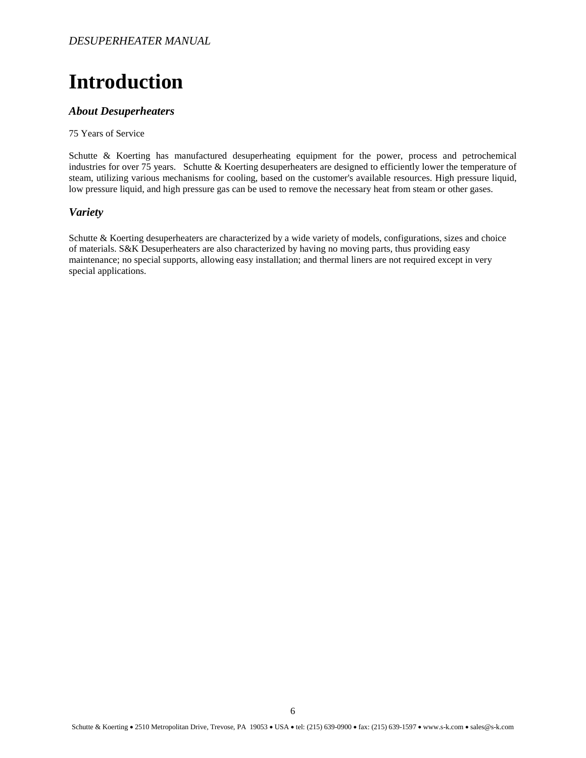# Introduction

### *About Desuperheaters*

75 Years of Service

Schutte & Koerting has manufactured desuperheating equipment for the power, process and petrochemical industries for over 75 years. Schutte & Koerting desuperheaters are designed to efficiently lower the temperature of steam, utilizing various mechanisms for cooling, based on the customer's available resources. High pressure liquid, low pressure liquid, and high pressure gas can be used to remove the necessary heat from steam or other gases.

### *Variety*

Schutte & Koerting desuperheaters are characterized by a wide variety of models, configurations, sizes and choice of materials. S&K Desuperheaters are also characterized by having no moving parts, thus providing easy maintenance; no special supports, allowing easy installation; and thermal liners are not required except in very special applications.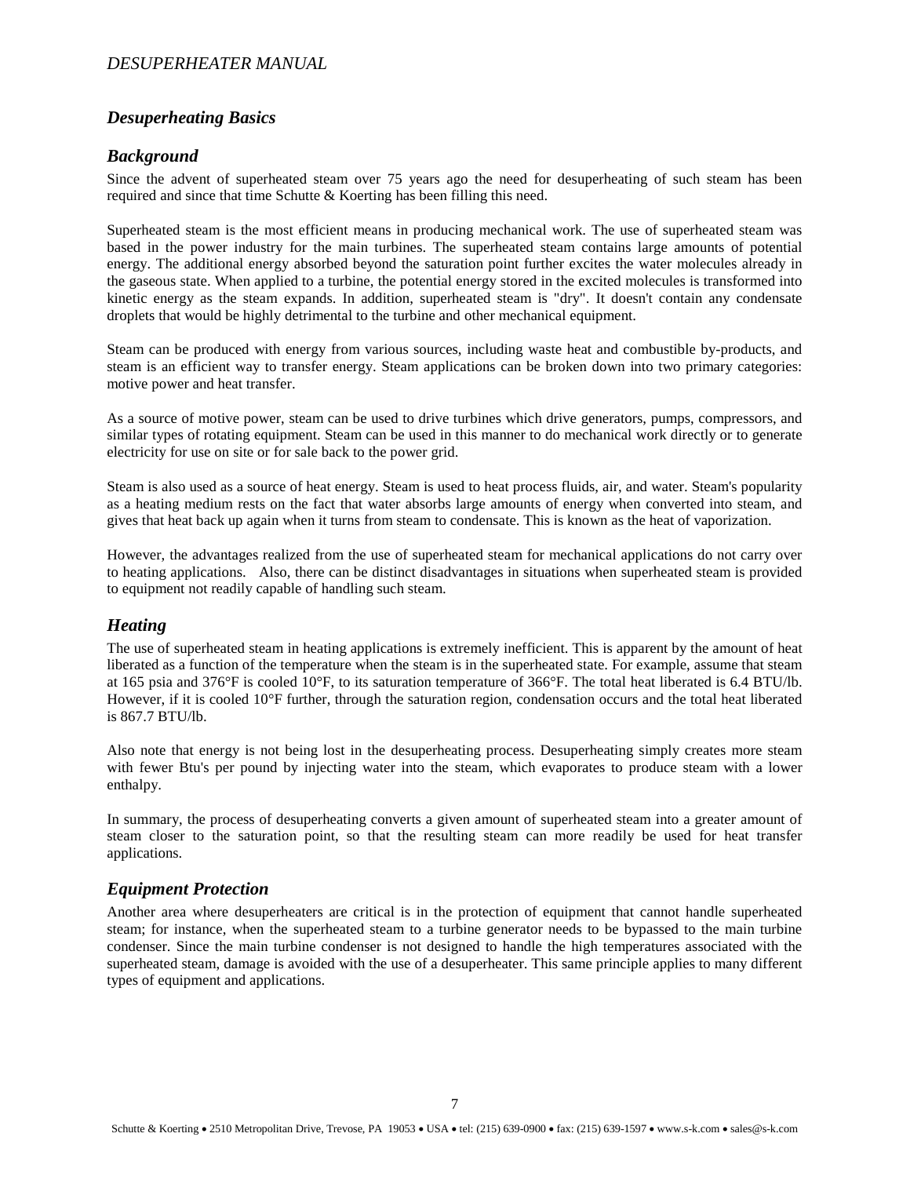## *Desuperheating Basics*

### *Background*

Since the advent of superheated steam over 75 years ago the need for desuperheating of such steam has been required and since that time Schutte & Koerting has been filling this need.

Superheated steam is the most efficient means in producing mechanical work. The use of superheated steam was based in the power industry for the main turbines. The superheated steam contains large amounts of potential energy. The additional energy absorbed beyond the saturation point further excites the water molecules already in the gaseous state. When applied to a turbine, the potential energy stored in the excited molecules is transformed into kinetic energy as the steam expands. In addition, superheated steam is "dry". It doesn't contain any condensate droplets that would be highly detrimental to the turbine and other mechanical equipment.

Steam can be produced with energy from various sources, including waste heat and combustible by-products, and steam is an efficient way to transfer energy. Steam applications can be broken down into two primary categories: motive power and heat transfer.

As a source of motive power, steam can be used to drive turbines which drive generators, pumps, compressors, and similar types of rotating equipment. Steam can be used in this manner to do mechanical work directly or to generate electricity for use on site or for sale back to the power grid.

Steam is also used as a source of heat energy. Steam is used to heat process fluids, air, and water. Steam's popularity as a heating medium rests on the fact that water absorbs large amounts of energy when converted into steam, and gives that heat back up again when it turns from steam to condensate. This is known as the heat of vaporization.

However, the advantages realized from the use of superheated steam for mechanical applications do not carry over to heating applications. Also, there can be distinct disadvantages in situations when superheated steam is provided to equipment not readily capable of handling such steam.

### *Heating*

The use of superheated steam in heating applications is extremely inefficient. This is apparent by the amount of heat liberated as a function of the temperature when the steam is in the superheated state. For example, assume that steam at 165 psia and 376°F is cooled 10°F, to its saturation temperature of 366°F. The total heat liberated is 6.4 BTU/lb. However, if it is cooled 10°F further, through the saturation region, condensation occurs and the total heat liberated is 867.7 BTU/lb.

Also note that energy is not being lost in the desuperheating process. Desuperheating simply creates more steam with fewer Btu's per pound by injecting water into the steam, which evaporates to produce steam with a lower enthalpy.

In summary, the process of desuperheating converts a given amount of superheated steam into a greater amount of steam closer to the saturation point, so that the resulting steam can more readily be used for heat transfer applications.

### *Equipment Protection*

Another area where desuperheaters are critical is in the protection of equipment that cannot handle superheated steam; for instance, when the superheated steam to a turbine generator needs to be bypassed to the main turbine condenser. Since the main turbine condenser is not designed to handle the high temperatures associated with the superheated steam, damage is avoided with the use of a desuperheater. This same principle applies to many different types of equipment and applications.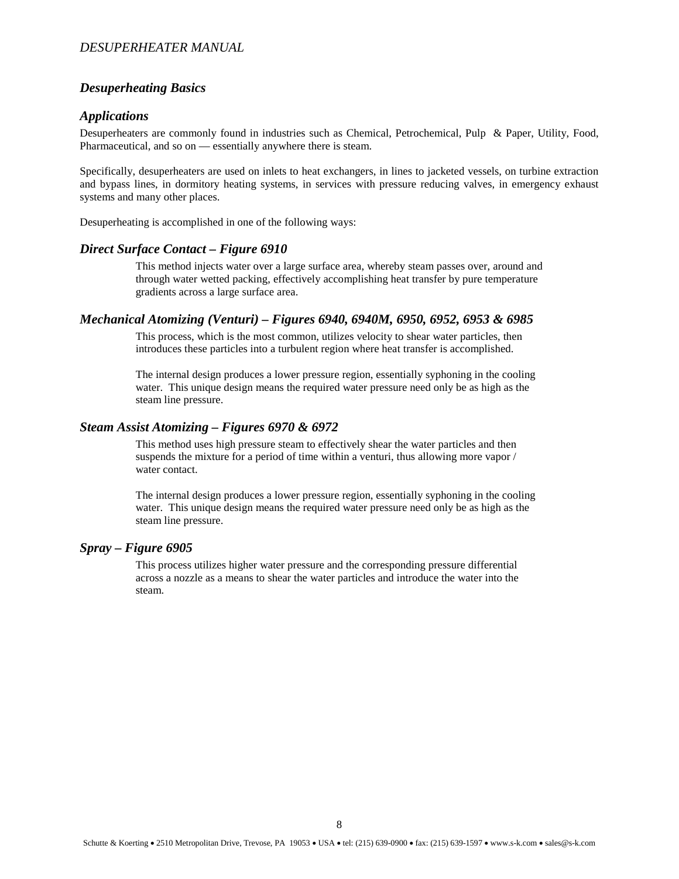## *Desuperheating Basics*

### *Applications*

Desuperheaters are commonly found in industries such as Chemical, Petrochemical, Pulp & Paper, Utility, Food, Pharmaceutical, and so on — essentially anywhere there is steam.

Specifically, desuperheaters are used on inlets to heat exchangers, in lines to jacketed vessels, on turbine extraction and bypass lines, in dormitory heating systems, in services with pressure reducing valves, in emergency exhaust systems and many other places.

Desuperheating is accomplished in one of the following ways:

### *Direct Surface Contact – Figure 6910*

This method injects water over a large surface area, whereby steam passes over, around and through water wetted packing, effectively accomplishing heat transfer by pure temperature gradients across a large surface area.

### *Mechanical Atomizing (Venturi) – Figures 6940, 6940M, 6950, 6952, 6953 & 6985*

This process, which is the most common, utilizes velocity to shear water particles, then introduces these particles into a turbulent region where heat transfer is accomplished.

The internal design produces a lower pressure region, essentially syphoning in the cooling water. This unique design means the required water pressure need only be as high as the steam line pressure.

### *Steam Assist Atomizing – Figures 6970 & 6972*

This method uses high pressure steam to effectively shear the water particles and then suspends the mixture for a period of time within a venturi, thus allowing more vapor / water contact.

The internal design produces a lower pressure region, essentially syphoning in the cooling water. This unique design means the required water pressure need only be as high as the steam line pressure.

### *Spray – Figure 6905*

This process utilizes higher water pressure and the corresponding pressure differential across a nozzle as a means to shear the water particles and introduce the water into the steam.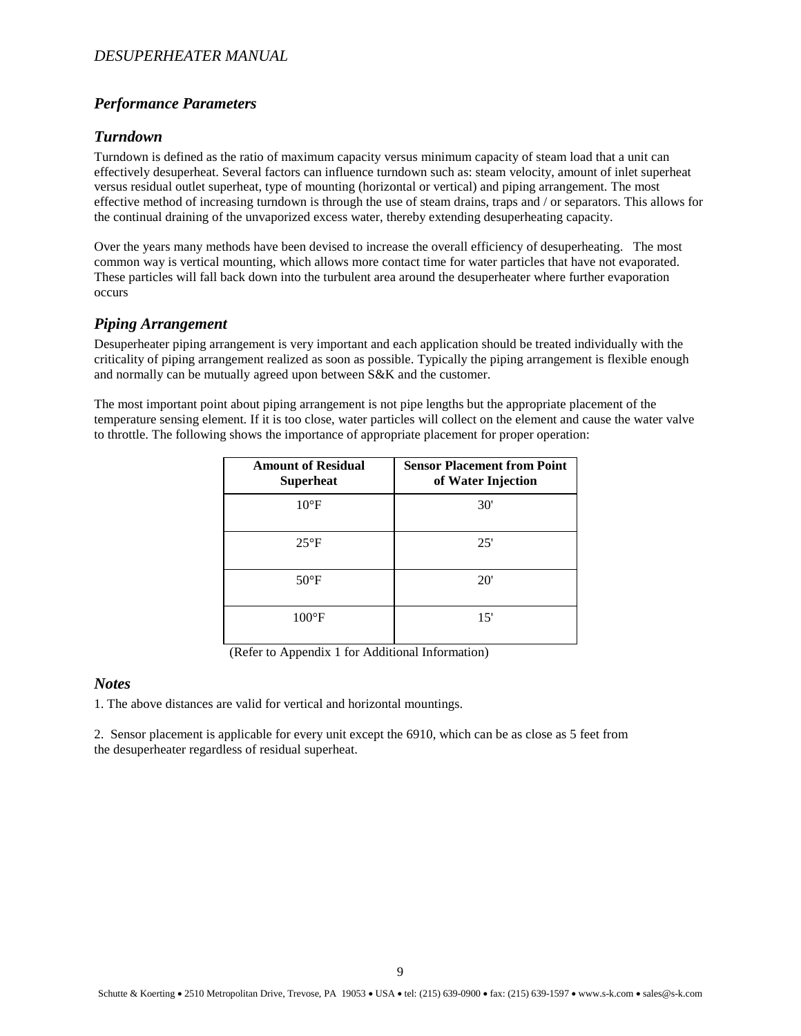## *Performance Parameters*

### *Turndown*

Turndown is defined as the ratio of maximum capacity versus minimum capacity of steam load that a unit can effectively desuperheat. Several factors can influence turndown such as: steam velocity, amount of inlet superheat versus residual outlet superheat, type of mounting (horizontal or vertical) and piping arrangement. The most effective method of increasing turndown is through the use of steam drains, traps and / or separators. This allows for the continual draining of the unvaporized excess water, thereby extending desuperheating capacity.

Over the years many methods have been devised to increase the overall efficiency of desuperheating. The most common way is vertical mounting, which allows more contact time for water particles that have not evaporated. These particles will fall back down into the turbulent area around the desuperheater where further evaporation occurs

### *Piping Arrangement*

Desuperheater piping arrangement is very important and each application should be treated individually with the criticality of piping arrangement realized as soon as possible. Typically the piping arrangement is flexible enough and normally can be mutually agreed upon between S&K and the customer.

The most important point about piping arrangement is not pipe lengths but the appropriate placement of the temperature sensing element. If it is too close, water particles will collect on the element and cause the water valve to throttle. The following shows the importance of appropriate placement for proper operation:

| Amount of Residual Superheat | Sensor Placement from Point of Water Injection |
|---|---|
| 10°F | 30' |
| 25°F | 25' |
| 50°F | 20' |
| 100°F | 15' |

(Refer to Appendix 1 for Additional Information)

### *Notes*

1. The above distances are valid for vertical and horizontal mountings.

2. Sensor placement is applicable for every unit except the 6910, which can be as close as 5 feet from the desuperheater regardless of residual superheat.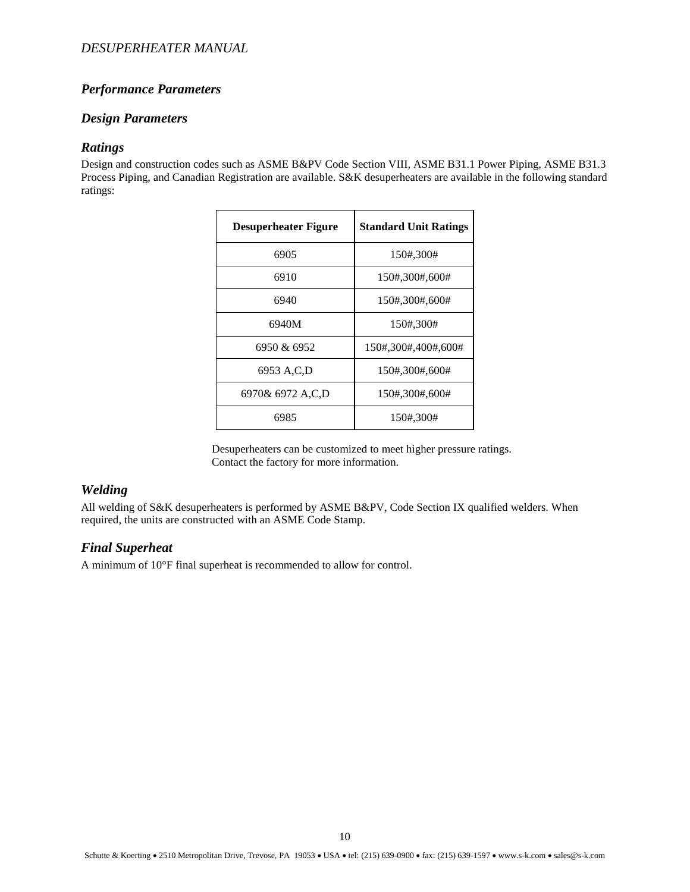## *Performance Parameters*

## *Design Parameters*

### *Ratings*

Design and construction codes such as ASME B&PV Code Section VIII, ASME B31.1 Power Piping, ASME B31.3 Process Piping, and Canadian Registration are available. S&K desuperheaters are available in the following standard ratings:

| Desuperheater Figure | Standard Unit Ratings |
|---|---|
| 6905 | 150#,300# |
| 6910 | 150#,300#,600# |
| 6940 | 150#,300#,600# |
| 6940M | 150#,300# |
| 6950 & 6952 | 150#,300#,400#,600# |
| 6953 A,C,D | 150#,300#,600# |
| 6970& 6972 A,C,D | 150#,300#,600# |
| 6985 | 150#,300# |

Desuperheaters can be customized to meet higher pressure ratings.
Contact the factory for more information.

### *Welding*

All welding of S&K desuperheaters is performed by ASME B&PV, Code Section IX qualified welders. When required, the units are constructed with an ASME Code Stamp.

### *Final Superheat*

A minimum of 10°F final superheat is recommended to allow for control.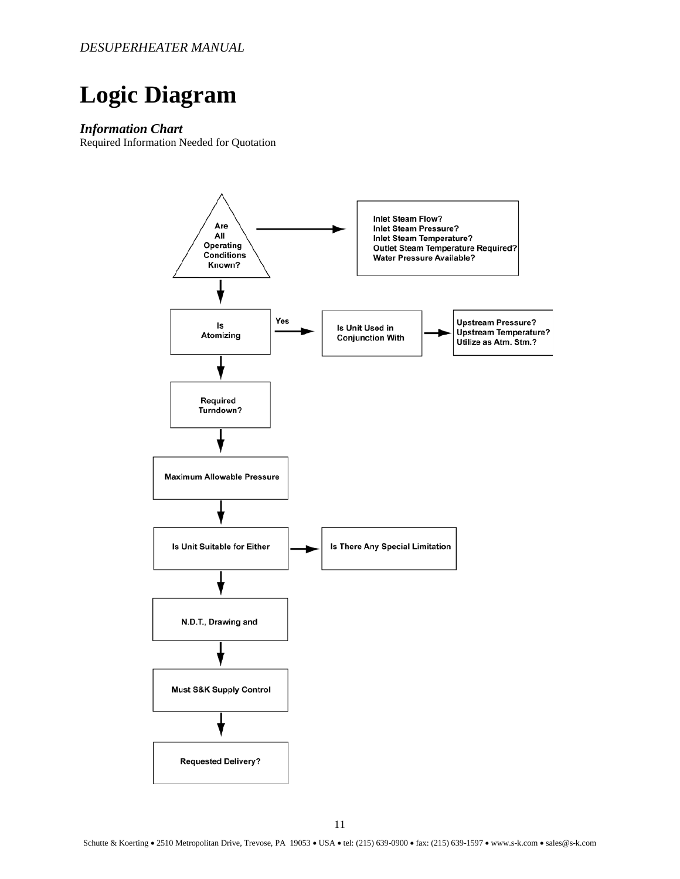# Logic Diagram

***Information Chart***

Required Information Needed for Quotation

Are All Operating Conditions Known? → Inlet Steam Flow? Inlet Steam Pressure? Inlet Steam Temperature? Outlet Steam Temperature Required? Water Pressure Available?

↓

Is Atomizing — Yes → Is Unit Used in Conjunction With → Upstream Pressure? Upstream Temperature? Utilize as Atm. Stm.?

↓

Required Turndown?

↓

Maximum Allowable Pressure

↓

Is Unit Suitable for Either → Is There Any Special Limitation

↓

N.D.T., Drawing and

↓

Must S&K Supply Control

↓

Requested Delivery?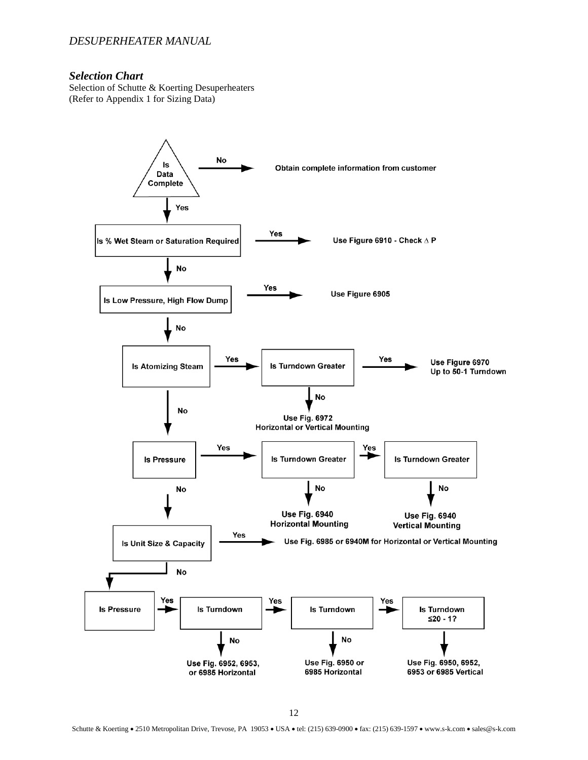*DESUPERHEATER MANUAL*

### *Selection Chart*

Selection of Schutte & Koerting Desuperheaters
(Refer to Appendix 1 for Sizing Data)

**Is Data Complete**
- No → **Obtain complete information from customer**
- Yes ↓

**Is % Wet Steam or Saturation Required**
- Yes → **Use Figure 6910 - Check Δ P**
- No ↓

**Is Low Pressure, High Flow Dump**
- Yes → **Use Figure 6905**
- No ↓

**Is Atomizing Steam**
- Yes → **Is Turndown Greater**
  - Yes → **Use Figure 6970 Up to 50-1 Turndown**
  - No → **Use Fig. 6972 Horizontal or Vertical Mounting**
- No ↓

**Is Pressure**
- Yes → **Is Turndown Greater**
  - No → **Use Fig. 6940 Horizontal Mounting**
  - Yes → **Is Turndown Greater**
    - No → **Use Fig. 6940 Vertical Mounting**
- No ↓

**Is Unit Size & Capacity**
- Yes → **Use Fig. 6985 or 6940M for Horizontal or Vertical Mounting**
- No ↓

**Is Pressure**
- Yes → **Is Turndown**
  - No → **Use Fig. 6952, 6953, or 6985 Horizontal**
  - Yes → **Is Turndown**
    - No → **Use Fig. 6950 or 6985 Horizontal**
    - Yes → **Is Turndown ≤20 - 1?**
      - ↓ **Use Fig. 6950, 6952, 6953 or 6985 Vertical**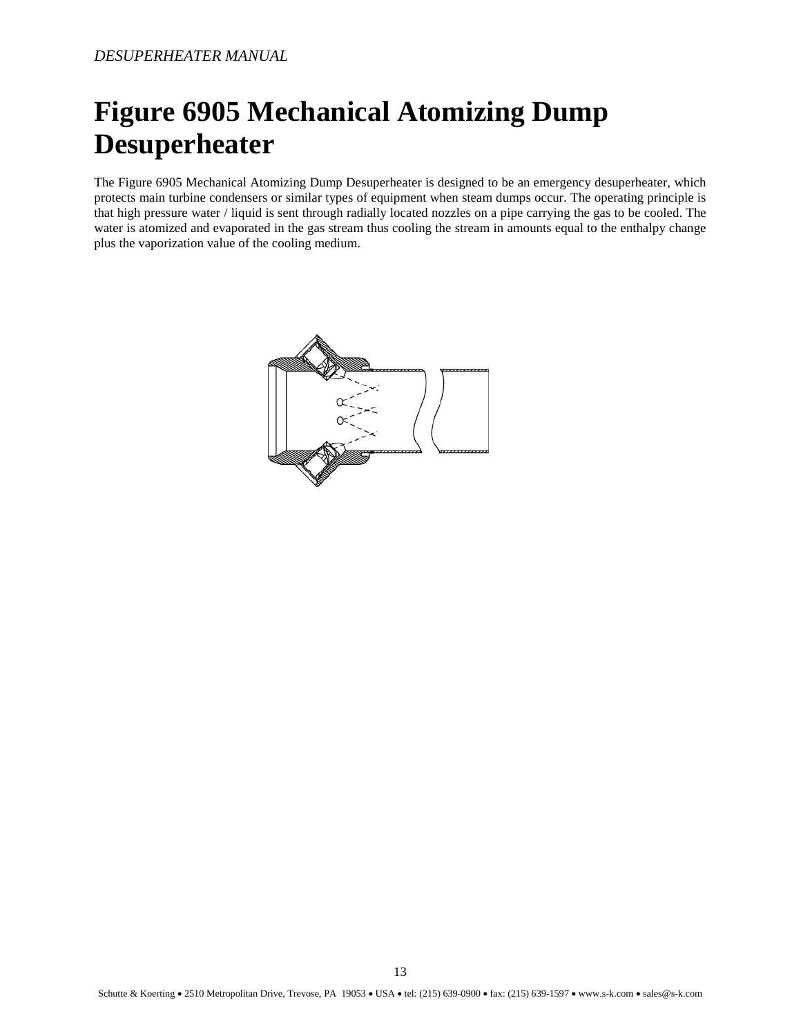# Figure 6905 Mechanical Atomizing Dump Desuperheater

The Figure 6905 Mechanical Atomizing Dump Desuperheater is designed to be an emergency desuperheater, which protects main turbine condensers or similar types of equipment when steam dumps occur. The operating principle is that high pressure water / liquid is sent through radially located nozzles on a pipe carrying the gas to be cooled. The water is atomized and evaporated in the gas stream thus cooling the stream in amounts equal to the enthalpy change plus the vaporization value of the cooling medium.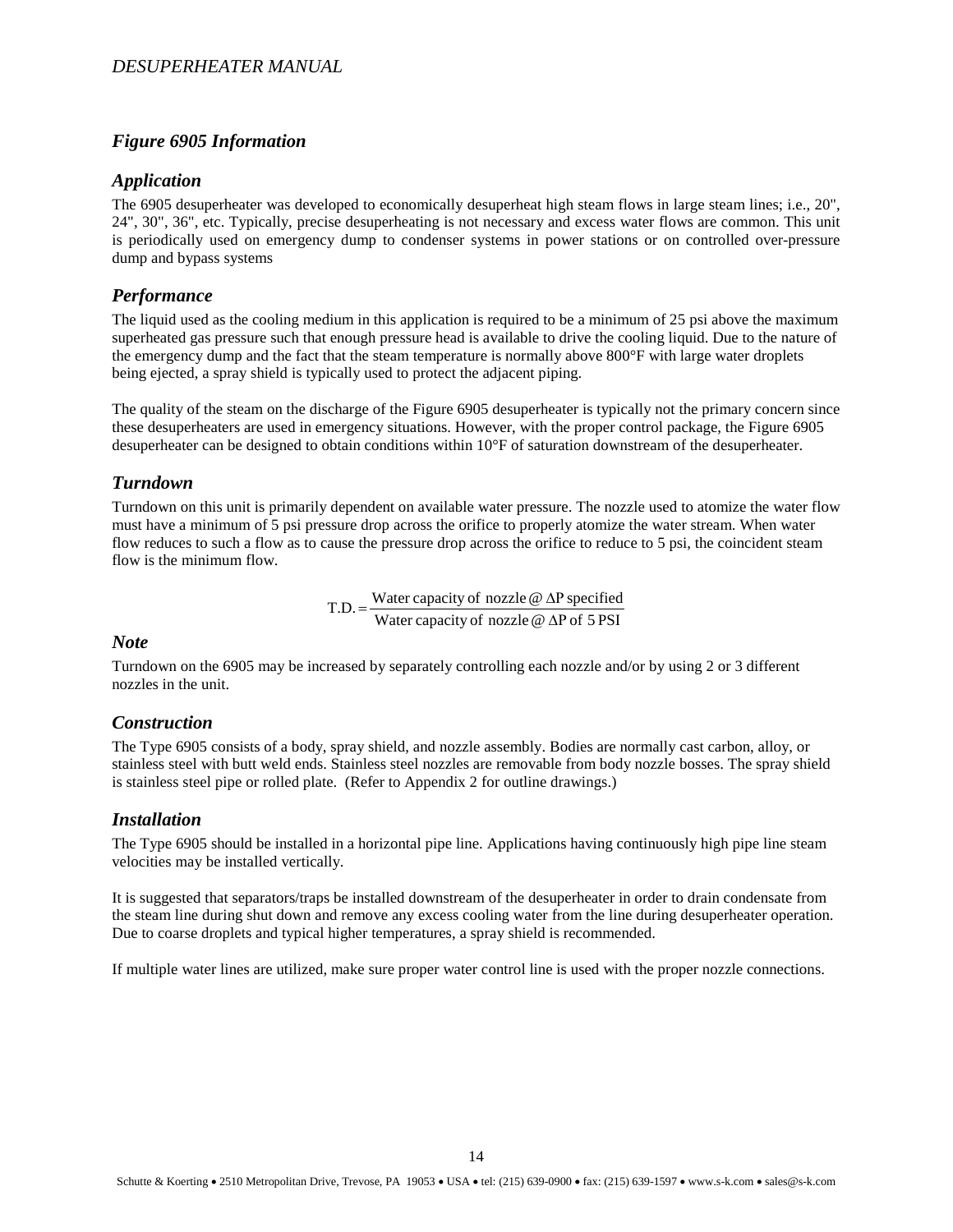## *Figure 6905 Information*

### *Application*

The 6905 desuperheater was developed to economically desuperheat high steam flows in large steam lines; i.e., 20", 24", 30", 36", etc. Typically, precise desuperheating is not necessary and excess water flows are common. This unit is periodically used on emergency dump to condenser systems in power stations or on controlled over-pressure dump and bypass systems

### *Performance*

The liquid used as the cooling medium in this application is required to be a minimum of 25 psi above the maximum superheated gas pressure such that enough pressure head is available to drive the cooling liquid. Due to the nature of the emergency dump and the fact that the steam temperature is normally above 800°F with large water droplets being ejected, a spray shield is typically used to protect the adjacent piping.

The quality of the steam on the discharge of the Figure 6905 desuperheater is typically not the primary concern since these desuperheaters are used in emergency situations. However, with the proper control package, the Figure 6905 desuperheater can be designed to obtain conditions within 10°F of saturation downstream of the desuperheater.

### *Turndown*

Turndown on this unit is primarily dependent on available water pressure. The nozzle used to atomize the water flow must have a minimum of 5 psi pressure drop across the orifice to properly atomize the water stream. When water flow reduces to such a flow as to cause the pressure drop across the orifice to reduce to 5 psi, the coincident steam flow is the minimum flow.

$$\text{T.D.} = \frac{\text{Water capacity of nozzle @ } \Delta \text{P specified}}{\text{Water capacity of nozzle @ } \Delta \text{P of 5 PSI}}$$

### *Note*

Turndown on the 6905 may be increased by separately controlling each nozzle and/or by using 2 or 3 different nozzles in the unit.

### *Construction*

The Type 6905 consists of a body, spray shield, and nozzle assembly. Bodies are normally cast carbon, alloy, or stainless steel with butt weld ends. Stainless steel nozzles are removable from body nozzle bosses. The spray shield is stainless steel pipe or rolled plate. (Refer to Appendix 2 for outline drawings.)

### *Installation*

The Type 6905 should be installed in a horizontal pipe line. Applications having continuously high pipe line steam velocities may be installed vertically.

It is suggested that separators/traps be installed downstream of the desuperheater in order to drain condensate from the steam line during shut down and remove any excess cooling water from the line during desuperheater operation. Due to coarse droplets and typical higher temperatures, a spray shield is recommended.

If multiple water lines are utilized, make sure proper water control line is used with the proper nozzle connections.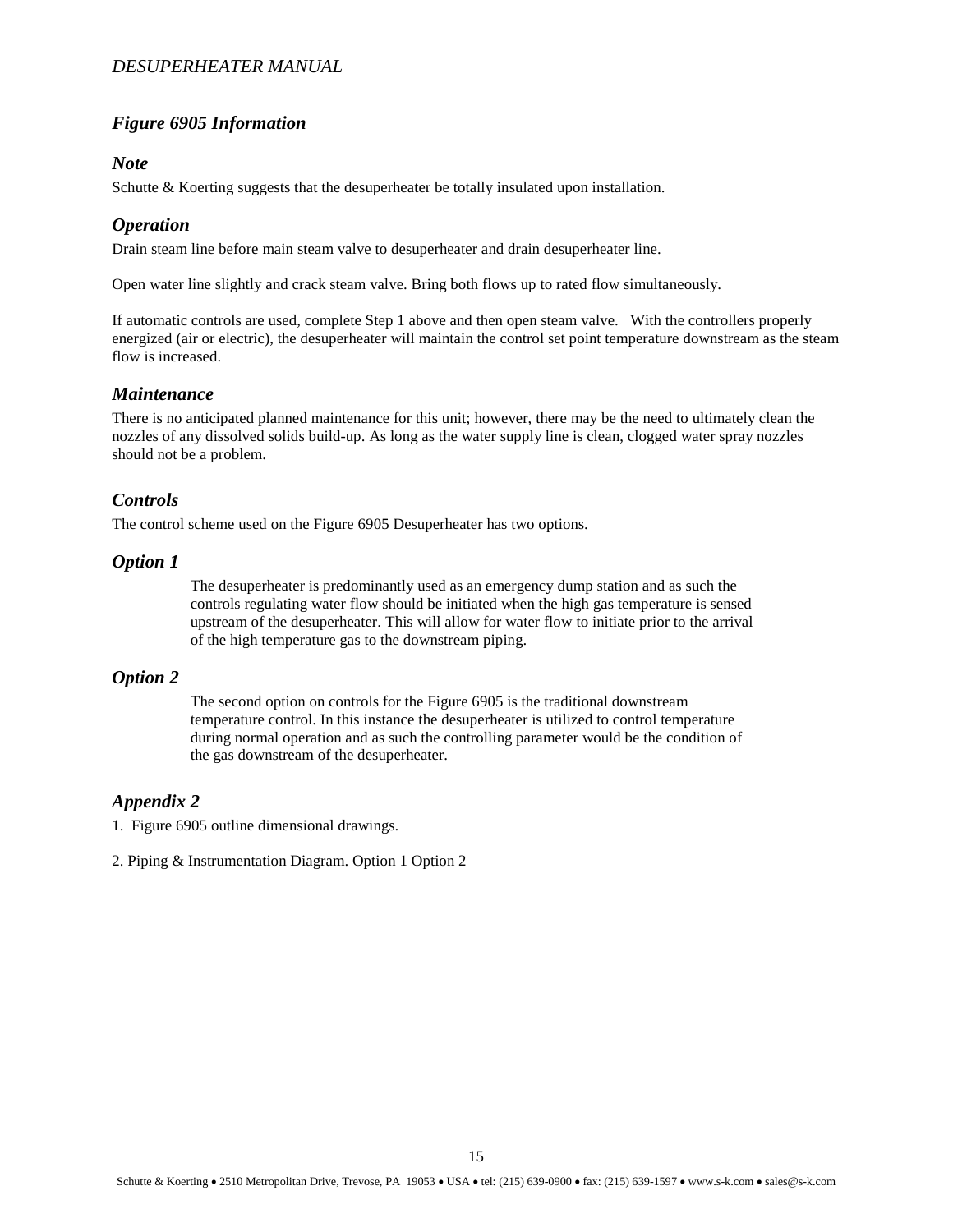## *Figure 6905 Information*

### *Note*

Schutte & Koerting suggests that the desuperheater be totally insulated upon installation.

### *Operation*

Drain steam line before main steam valve to desuperheater and drain desuperheater line.

Open water line slightly and crack steam valve. Bring both flows up to rated flow simultaneously.

If automatic controls are used, complete Step 1 above and then open steam valve. With the controllers properly energized (air or electric), the desuperheater will maintain the control set point temperature downstream as the steam flow is increased.

### *Maintenance*

There is no anticipated planned maintenance for this unit; however, there may be the need to ultimately clean the nozzles of any dissolved solids build-up. As long as the water supply line is clean, clogged water spray nozzles should not be a problem.

### *Controls*

The control scheme used on the Figure 6905 Desuperheater has two options.

### *Option 1*

The desuperheater is predominantly used as an emergency dump station and as such the controls regulating water flow should be initiated when the high gas temperature is sensed upstream of the desuperheater. This will allow for water flow to initiate prior to the arrival of the high temperature gas to the downstream piping.

### *Option 2*

The second option on controls for the Figure 6905 is the traditional downstream temperature control. In this instance the desuperheater is utilized to control temperature during normal operation and as such the controlling parameter would be the condition of the gas downstream of the desuperheater.

### *Appendix 2*

1. Figure 6905 outline dimensional drawings.

2. Piping & Instrumentation Diagram. Option 1 Option 2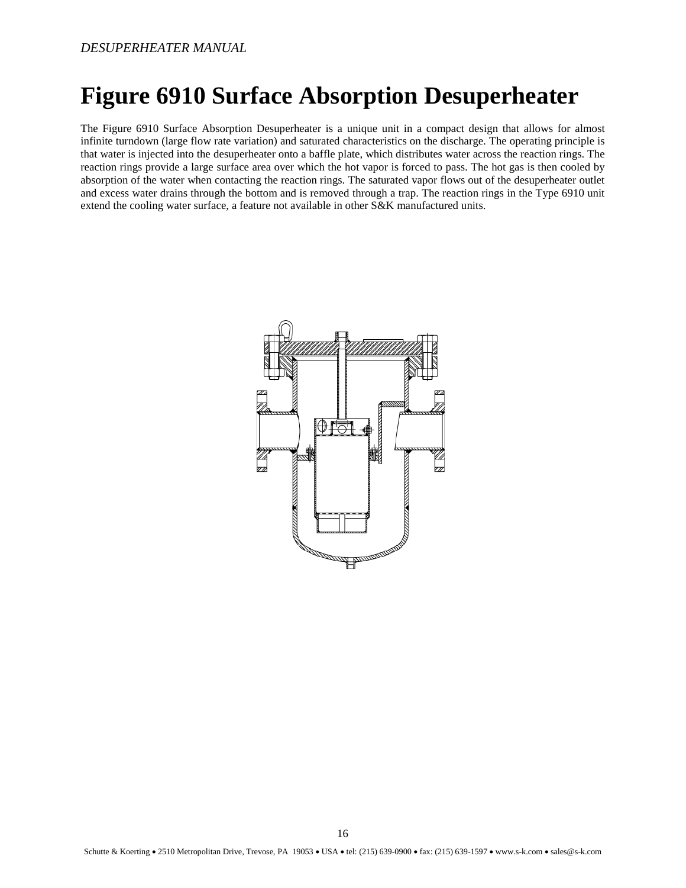# Figure 6910 Surface Absorption Desuperheater

The Figure 6910 Surface Absorption Desuperheater is a unique unit in a compact design that allows for almost infinite turndown (large flow rate variation) and saturated characteristics on the discharge. The operating principle is that water is injected into the desuperheater onto a baffle plate, which distributes water across the reaction rings. The reaction rings provide a large surface area over which the hot vapor is forced to pass. The hot gas is then cooled by absorption of the water when contacting the reaction rings. The saturated vapor flows out of the desuperheater outlet and excess water drains through the bottom and is removed through a trap. The reaction rings in the Type 6910 unit extend the cooling water surface, a feature not available in other S&K manufactured units.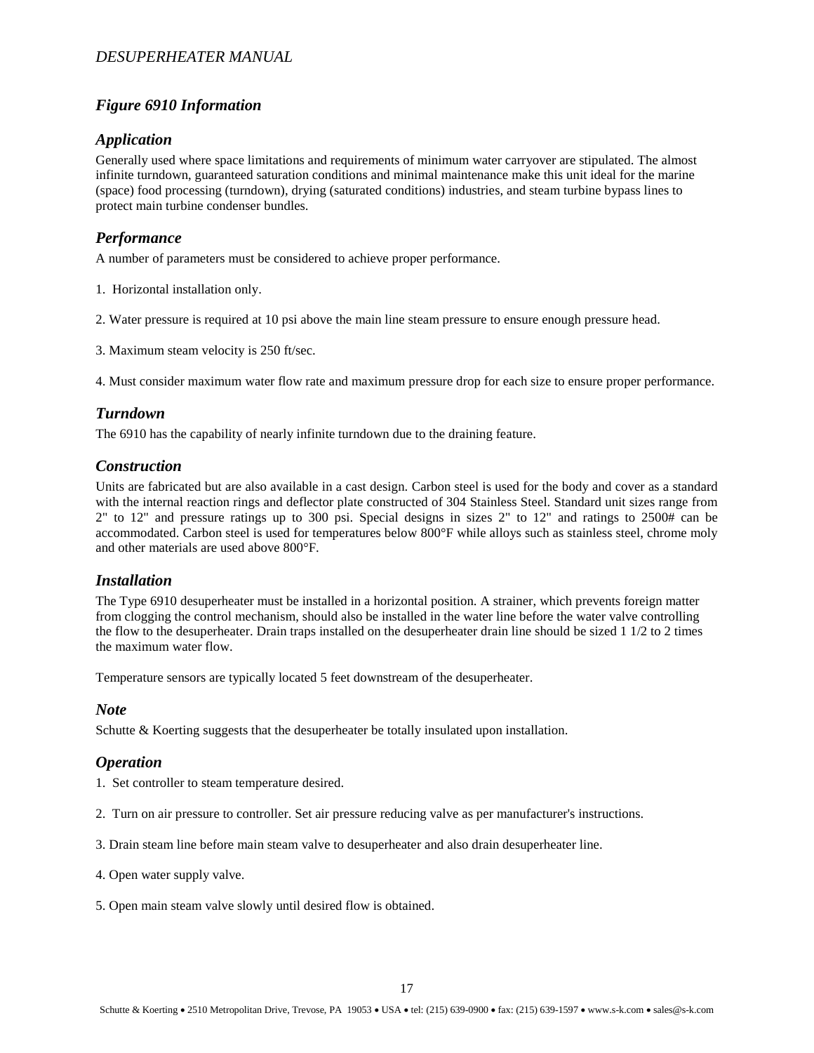## *Figure 6910 Information*

### *Application*

Generally used where space limitations and requirements of minimum water carryover are stipulated. The almost infinite turndown, guaranteed saturation conditions and minimal maintenance make this unit ideal for the marine (space) food processing (turndown), drying (saturated conditions) industries, and steam turbine bypass lines to protect main turbine condenser bundles.

### *Performance*

A number of parameters must be considered to achieve proper performance.

1. Horizontal installation only.

2. Water pressure is required at 10 psi above the main line steam pressure to ensure enough pressure head.

3. Maximum steam velocity is 250 ft/sec.

4. Must consider maximum water flow rate and maximum pressure drop for each size to ensure proper performance.

### *Turndown*

The 6910 has the capability of nearly infinite turndown due to the draining feature.

### *Construction*

Units are fabricated but are also available in a cast design. Carbon steel is used for the body and cover as a standard with the internal reaction rings and deflector plate constructed of 304 Stainless Steel. Standard unit sizes range from 2" to 12" and pressure ratings up to 300 psi. Special designs in sizes 2" to 12" and ratings to 2500# can be accommodated. Carbon steel is used for temperatures below 800°F while alloys such as stainless steel, chrome moly and other materials are used above 800°F.

### *Installation*

The Type 6910 desuperheater must be installed in a horizontal position. A strainer, which prevents foreign matter from clogging the control mechanism, should also be installed in the water line before the water valve controlling the flow to the desuperheater. Drain traps installed on the desuperheater drain line should be sized 1 1/2 to 2 times the maximum water flow.

Temperature sensors are typically located 5 feet downstream of the desuperheater.

### *Note*

Schutte & Koerting suggests that the desuperheater be totally insulated upon installation.

### *Operation*

1. Set controller to steam temperature desired.

2. Turn on air pressure to controller. Set air pressure reducing valve as per manufacturer's instructions.

3. Drain steam line before main steam valve to desuperheater and also drain desuperheater line.

4. Open water supply valve.

5. Open main steam valve slowly until desired flow is obtained.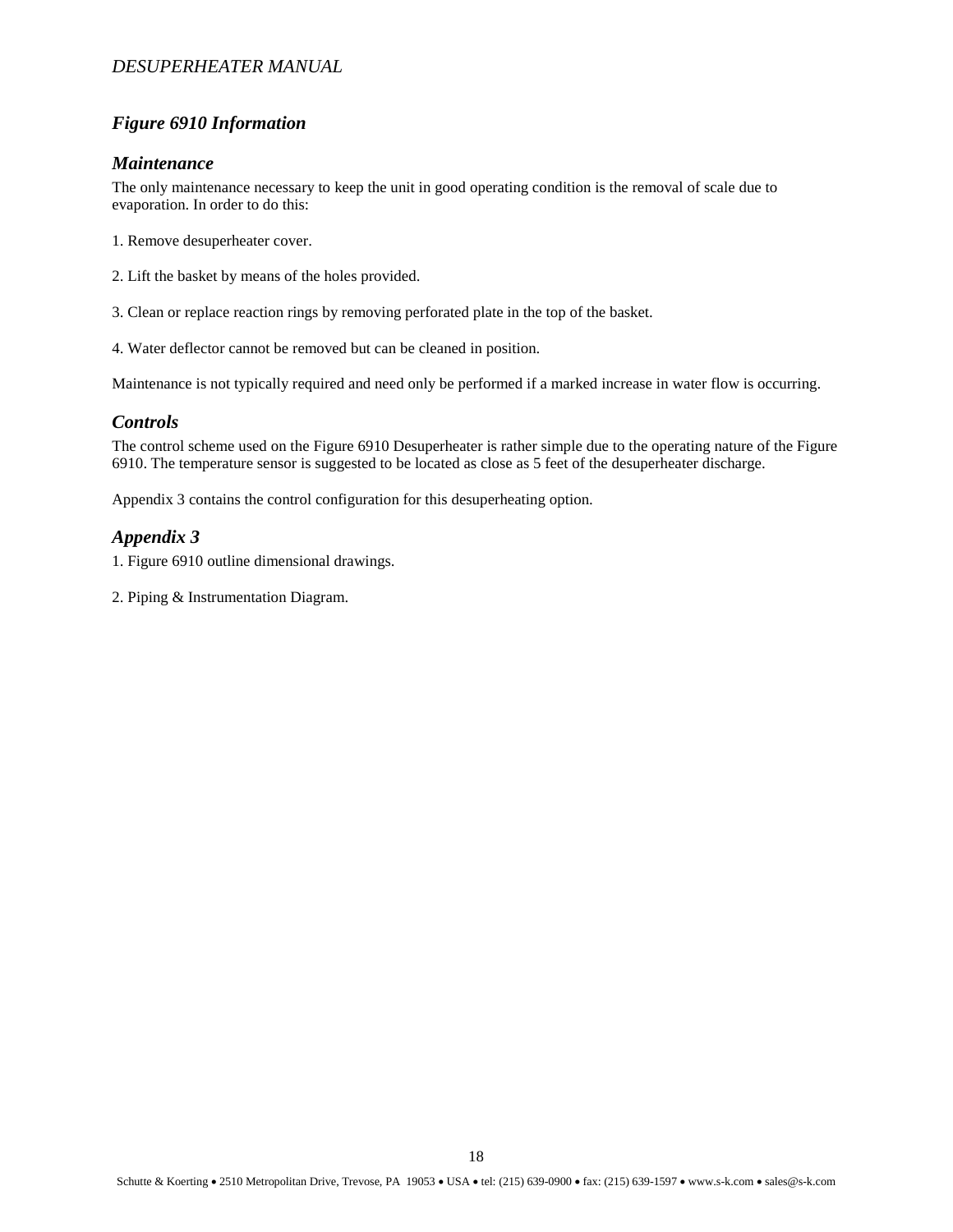## *Figure 6910 Information*

### *Maintenance*

The only maintenance necessary to keep the unit in good operating condition is the removal of scale due to evaporation. In order to do this:

1. Remove desuperheater cover.

2. Lift the basket by means of the holes provided.

3. Clean or replace reaction rings by removing perforated plate in the top of the basket.

4. Water deflector cannot be removed but can be cleaned in position.

Maintenance is not typically required and need only be performed if a marked increase in water flow is occurring.

### *Controls*

The control scheme used on the Figure 6910 Desuperheater is rather simple due to the operating nature of the Figure 6910. The temperature sensor is suggested to be located as close as 5 feet of the desuperheater discharge.

Appendix 3 contains the control configuration for this desuperheating option.

### *Appendix 3*

1. Figure 6910 outline dimensional drawings.

2. Piping & Instrumentation Diagram.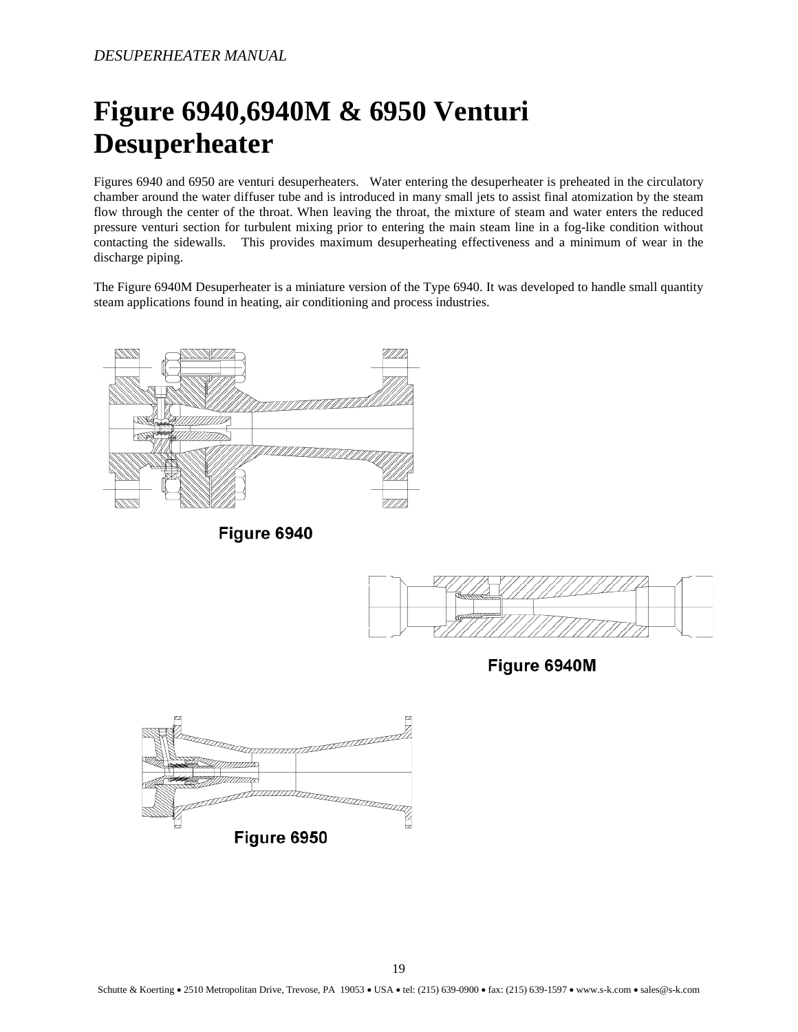# Figure 6940,6940M & 6950 Venturi Desuperheater

Figures 6940 and 6950 are venturi desuperheaters. Water entering the desuperheater is preheated in the circulatory chamber around the water diffuser tube and is introduced in many small jets to assist final atomization by the steam flow through the center of the throat. When leaving the throat, the mixture of steam and water enters the reduced pressure venturi section for turbulent mixing prior to entering the main steam line in a fog-like condition without contacting the sidewalls. This provides maximum desuperheating effectiveness and a minimum of wear in the discharge piping.

The Figure 6940M Desuperheater is a miniature version of the Type 6940. It was developed to handle small quantity steam applications found in heating, air conditioning and process industries.

Figure 6940

Figure 6940M

Figure 6950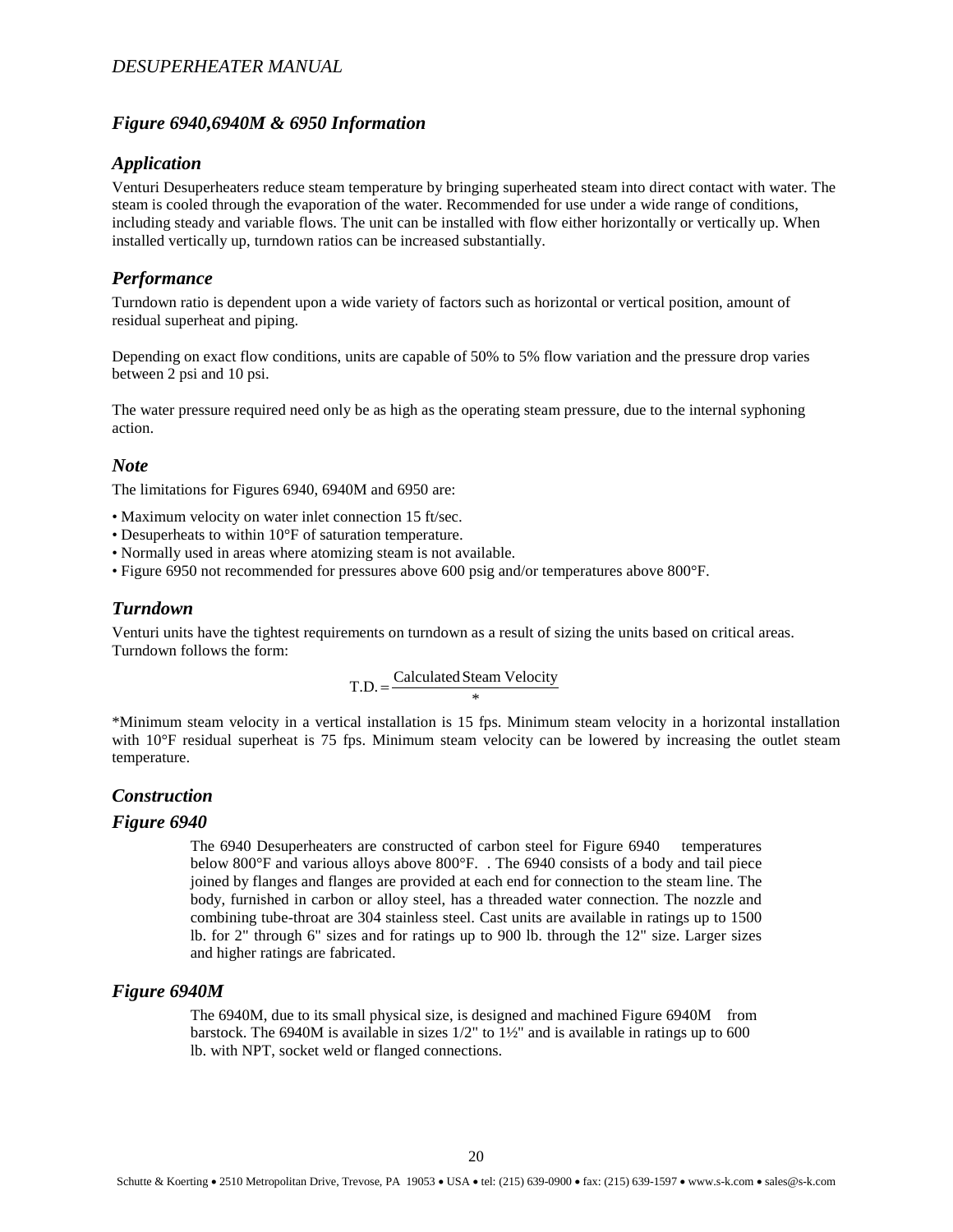## Figure 6940,6940M & 6950 Information

### Application

Venturi Desuperheaters reduce steam temperature by bringing superheated steam into direct contact with water. The steam is cooled through the evaporation of the water. Recommended for use under a wide range of conditions, including steady and variable flows. The unit can be installed with flow either horizontally or vertically up. When installed vertically up, turndown ratios can be increased substantially.

### Performance

Turndown ratio is dependent upon a wide variety of factors such as horizontal or vertical position, amount of residual superheat and piping.

Depending on exact flow conditions, units are capable of 50% to 5% flow variation and the pressure drop varies between 2 psi and 10 psi.

The water pressure required need only be as high as the operating steam pressure, due to the internal syphoning action.

### Note

The limitations for Figures 6940, 6940M and 6950 are:

- Maximum velocity on water inlet connection 15 ft/sec.
- Desuperheats to within 10°F of saturation temperature.
- Normally used in areas where atomizing steam is not available.
- Figure 6950 not recommended for pressures above 600 psig and/or temperatures above 800°F.

### Turndown

Venturi units have the tightest requirements on turndown as a result of sizing the units based on critical areas. Turndown follows the form:

$$\text{T.D.} = \frac{\text{Calculated Steam Velocity}}{*}$$

*Minimum steam velocity in a vertical installation is 15 fps. Minimum steam velocity in a horizontal installation with 10°F residual superheat is 75 fps. Minimum steam velocity can be lowered by increasing the outlet steam temperature.

### Construction

### Figure 6940

The 6940 Desuperheaters are constructed of carbon steel for Figure 6940 temperatures below 800°F and various alloys above 800°F. . The 6940 consists of a body and tail piece joined by flanges and flanges are provided at each end for connection to the steam line. The body, furnished in carbon or alloy steel, has a threaded water connection. The nozzle and combining tube-throat are 304 stainless steel. Cast units are available in ratings up to 1500 lb. for 2" through 6" sizes and for ratings up to 900 lb. through the 12" size. Larger sizes and higher ratings are fabricated.

### Figure 6940M

The 6940M, due to its small physical size, is designed and machined Figure 6940M from barstock. The 6940M is available in sizes 1/2" to 1½" and is available in ratings up to 600 lb. with NPT, socket weld or flanged connections.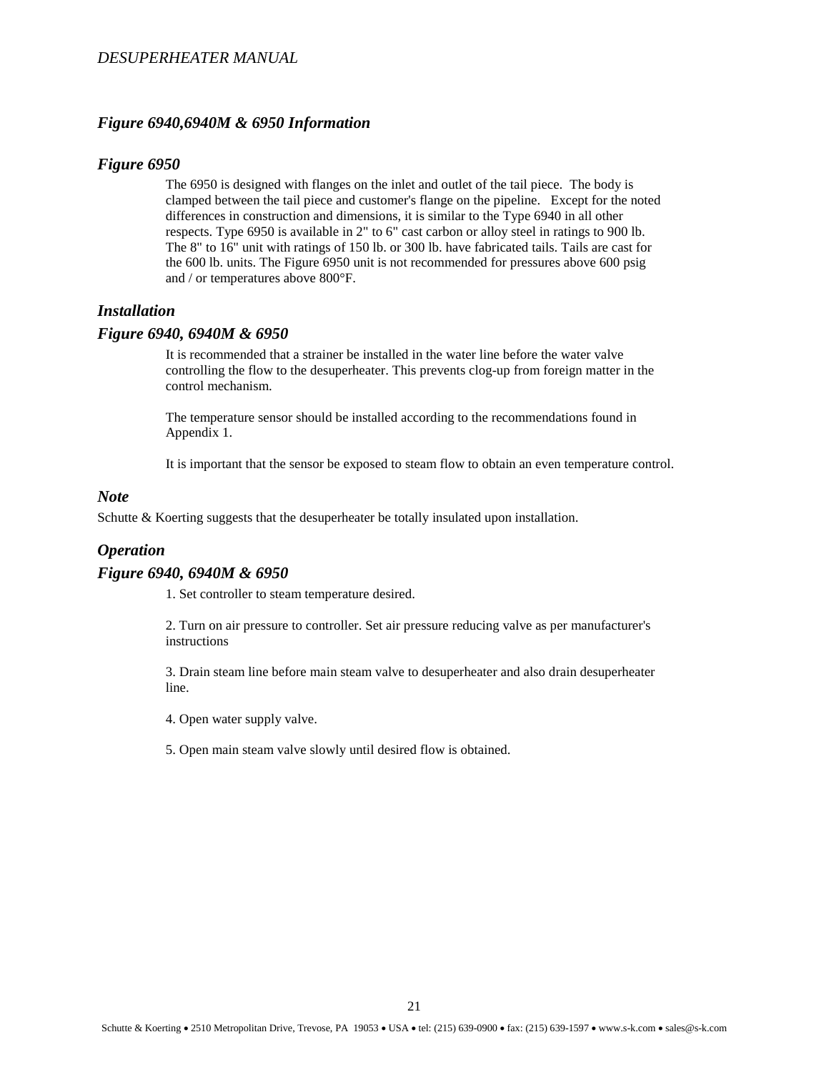## *Figure 6940,6940M & 6950 Information*

### *Figure 6950*

The 6950 is designed with flanges on the inlet and outlet of the tail piece. The body is clamped between the tail piece and customer's flange on the pipeline. Except for the noted differences in construction and dimensions, it is similar to the Type 6940 in all other respects. Type 6950 is available in 2" to 6" cast carbon or alloy steel in ratings to 900 lb. The 8" to 16" unit with ratings of 150 lb. or 300 lb. have fabricated tails. Tails are cast for the 600 lb. units. The Figure 6950 unit is not recommended for pressures above 600 psig and / or temperatures above 800°F.

### *Installation*

### *Figure 6940, 6940M & 6950*

It is recommended that a strainer be installed in the water line before the water valve controlling the flow to the desuperheater. This prevents clog-up from foreign matter in the control mechanism.

The temperature sensor should be installed according to the recommendations found in Appendix 1.

It is important that the sensor be exposed to steam flow to obtain an even temperature control.

### *Note*

Schutte & Koerting suggests that the desuperheater be totally insulated upon installation.

### *Operation*

### *Figure 6940, 6940M & 6950*

1. Set controller to steam temperature desired.

2. Turn on air pressure to controller. Set air pressure reducing valve as per manufacturer's instructions

3. Drain steam line before main steam valve to desuperheater and also drain desuperheater line.

4. Open water supply valve.

5. Open main steam valve slowly until desired flow is obtained.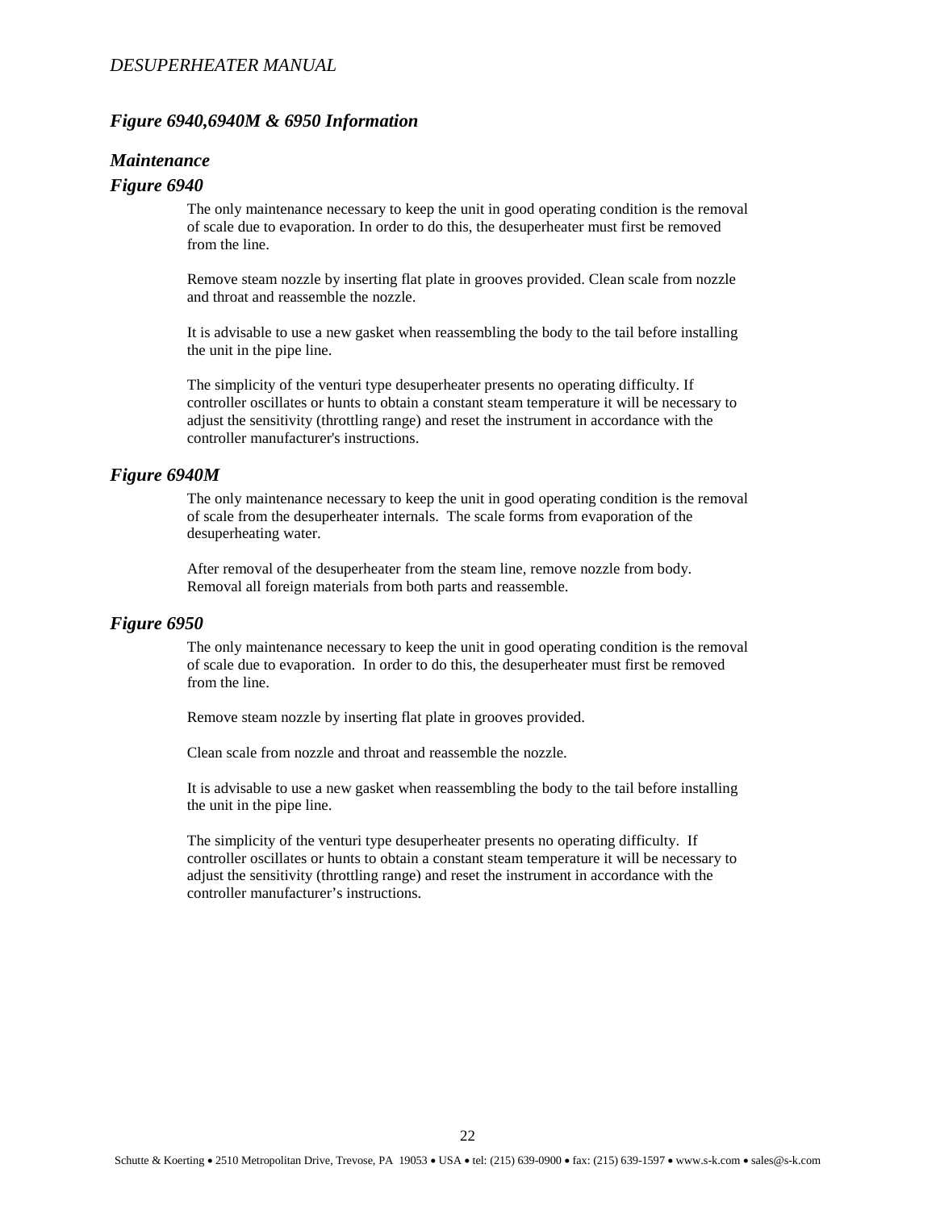## *Figure 6940,6940M & 6950 Information*

### *Maintenance*

### *Figure 6940*

The only maintenance necessary to keep the unit in good operating condition is the removal of scale due to evaporation. In order to do this, the desuperheater must first be removed from the line.

Remove steam nozzle by inserting flat plate in grooves provided. Clean scale from nozzle and throat and reassemble the nozzle.

It is advisable to use a new gasket when reassembling the body to the tail before installing the unit in the pipe line.

The simplicity of the venturi type desuperheater presents no operating difficulty. If controller oscillates or hunts to obtain a constant steam temperature it will be necessary to adjust the sensitivity (throttling range) and reset the instrument in accordance with the controller manufacturer's instructions.

### *Figure 6940M*

The only maintenance necessary to keep the unit in good operating condition is the removal of scale from the desuperheater internals. The scale forms from evaporation of the desuperheating water.

After removal of the desuperheater from the steam line, remove nozzle from body. Removal all foreign materials from both parts and reassemble.

### *Figure 6950*

The only maintenance necessary to keep the unit in good operating condition is the removal of scale due to evaporation. In order to do this, the desuperheater must first be removed from the line.

Remove steam nozzle by inserting flat plate in grooves provided.

Clean scale from nozzle and throat and reassemble the nozzle.

It is advisable to use a new gasket when reassembling the body to the tail before installing the unit in the pipe line.

The simplicity of the venturi type desuperheater presents no operating difficulty. If controller oscillates or hunts to obtain a constant steam temperature it will be necessary to adjust the sensitivity (throttling range) and reset the instrument in accordance with the controller manufacturer's instructions.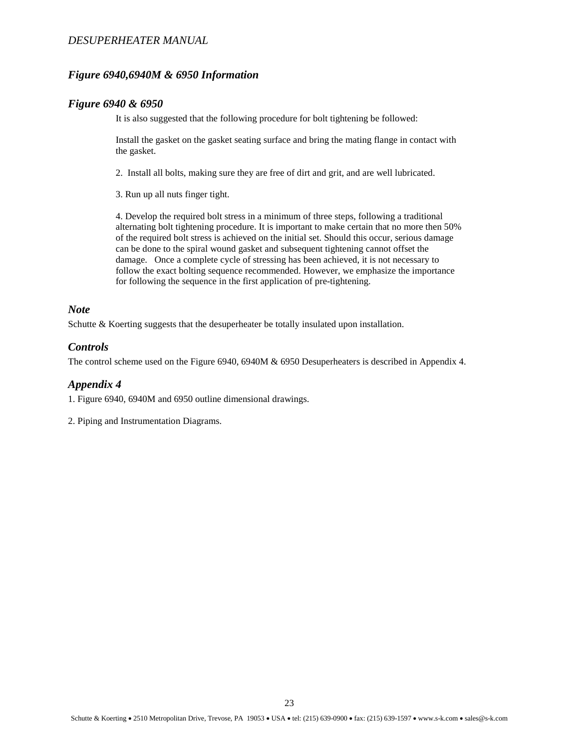## *Figure 6940,6940M & 6950 Information*

### *Figure 6940 & 6950*

It is also suggested that the following procedure for bolt tightening be followed:

Install the gasket on the gasket seating surface and bring the mating flange in contact with the gasket.

2. Install all bolts, making sure they are free of dirt and grit, and are well lubricated.

3. Run up all nuts finger tight.

4. Develop the required bolt stress in a minimum of three steps, following a traditional alternating bolt tightening procedure. It is important to make certain that no more then 50% of the required bolt stress is achieved on the initial set. Should this occur, serious damage can be done to the spiral wound gasket and subsequent tightening cannot offset the damage. Once a complete cycle of stressing has been achieved, it is not necessary to follow the exact bolting sequence recommended. However, we emphasize the importance for following the sequence in the first application of pre-tightening.

### *Note*

Schutte & Koerting suggests that the desuperheater be totally insulated upon installation.

### *Controls*

The control scheme used on the Figure 6940, 6940M & 6950 Desuperheaters is described in Appendix 4.

### *Appendix 4*

1. Figure 6940, 6940M and 6950 outline dimensional drawings.

2. Piping and Instrumentation Diagrams.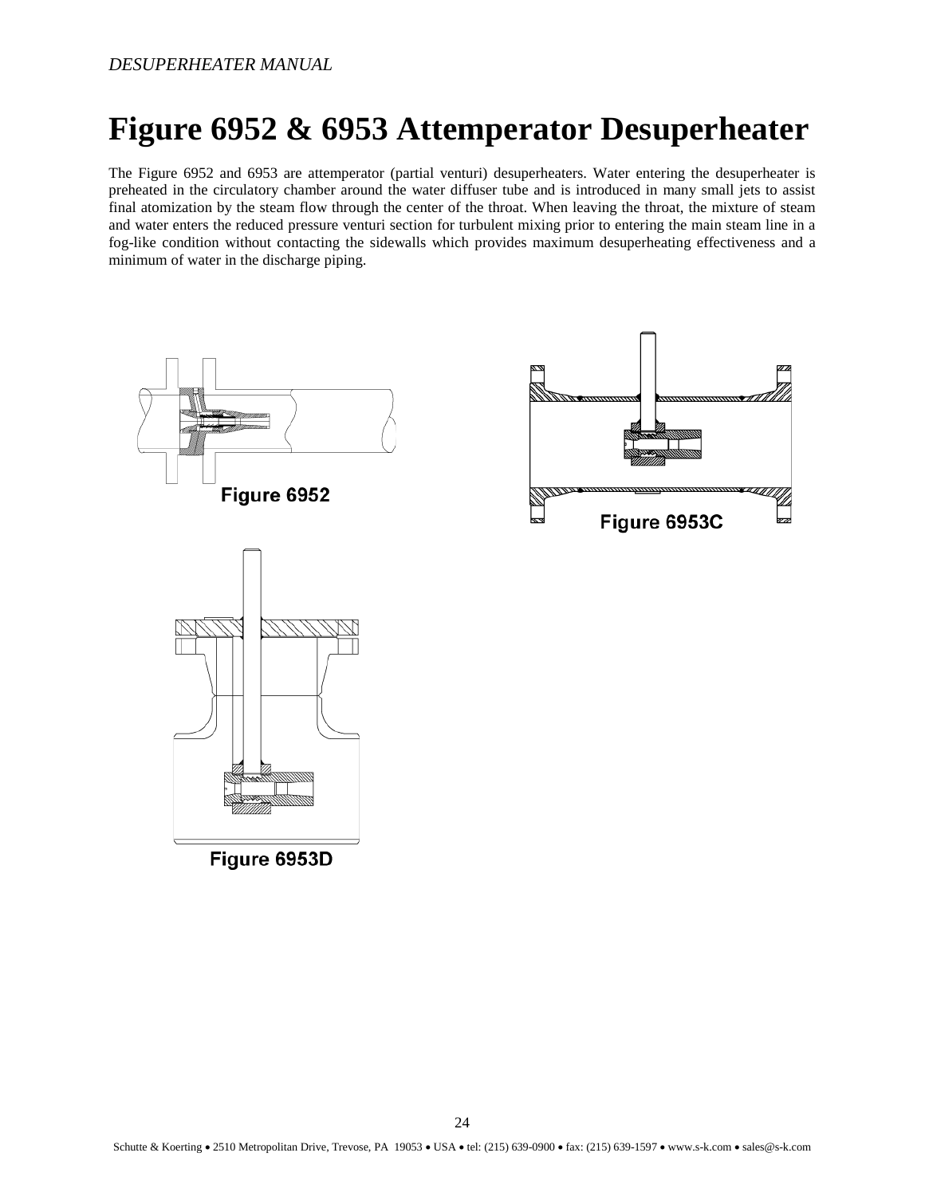# Figure 6952 & 6953 Attemperator Desuperheater

The Figure 6952 and 6953 are attemperator (partial venturi) desuperheaters. Water entering the desuperheater is preheated in the circulatory chamber around the water diffuser tube and is introduced in many small jets to assist final atomization by the steam flow through the center of the throat. When leaving the throat, the mixture of steam and water enters the reduced pressure venturi section for turbulent mixing prior to entering the main steam line in a fog-like condition without contacting the sidewalls which provides maximum desuperheating effectiveness and a minimum of water in the discharge piping.

Figure 6952

Figure 6953C

Figure 6953D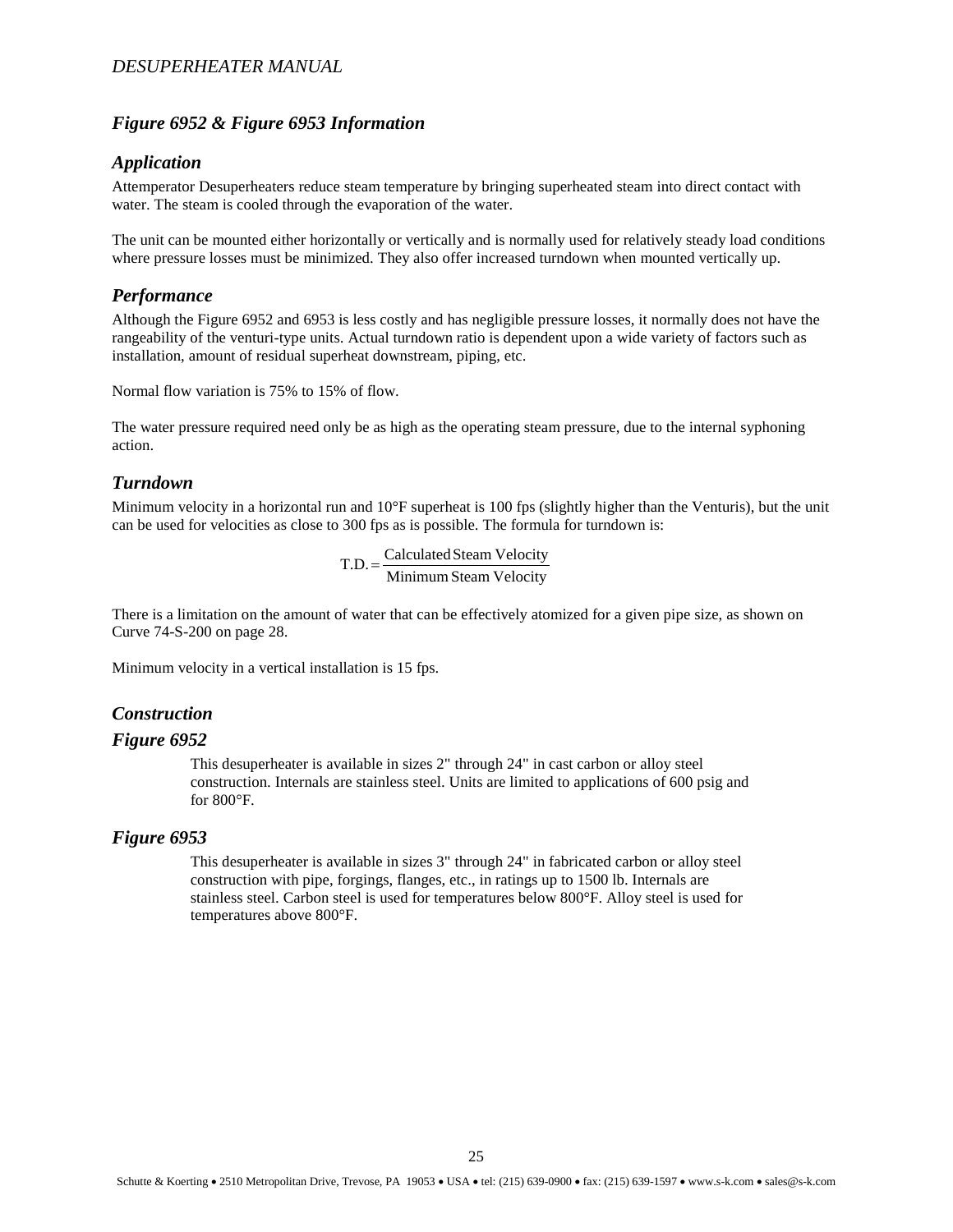## Figure 6952 & Figure 6953 Information

### Application

Attemperator Desuperheaters reduce steam temperature by bringing superheated steam into direct contact with water. The steam is cooled through the evaporation of the water.

The unit can be mounted either horizontally or vertically and is normally used for relatively steady load conditions where pressure losses must be minimized. They also offer increased turndown when mounted vertically up.

### Performance

Although the Figure 6952 and 6953 is less costly and has negligible pressure losses, it normally does not have the rangeability of the venturi-type units. Actual turndown ratio is dependent upon a wide variety of factors such as installation, amount of residual superheat downstream, piping, etc.

Normal flow variation is 75% to 15% of flow.

The water pressure required need only be as high as the operating steam pressure, due to the internal syphoning action.

### Turndown

Minimum velocity in a horizontal run and 10°F superheat is 100 fps (slightly higher than the Venturis), but the unit can be used for velocities as close to 300 fps as is possible. The formula for turndown is:

$$\text{T.D.} = \frac{\text{Calculated Steam Velocity}}{\text{Minimum Steam Velocity}}$$

There is a limitation on the amount of water that can be effectively atomized for a given pipe size, as shown on Curve 74-S-200 on page 28.

Minimum velocity in a vertical installation is 15 fps.

### Construction

### Figure 6952

This desuperheater is available in sizes 2" through 24" in cast carbon or alloy steel construction. Internals are stainless steel. Units are limited to applications of 600 psig and for 800°F.

### Figure 6953

This desuperheater is available in sizes 3" through 24" in fabricated carbon or alloy steel construction with pipe, forgings, flanges, etc., in ratings up to 1500 lb. Internals are stainless steel. Carbon steel is used for temperatures below 800°F. Alloy steel is used for temperatures above 800°F.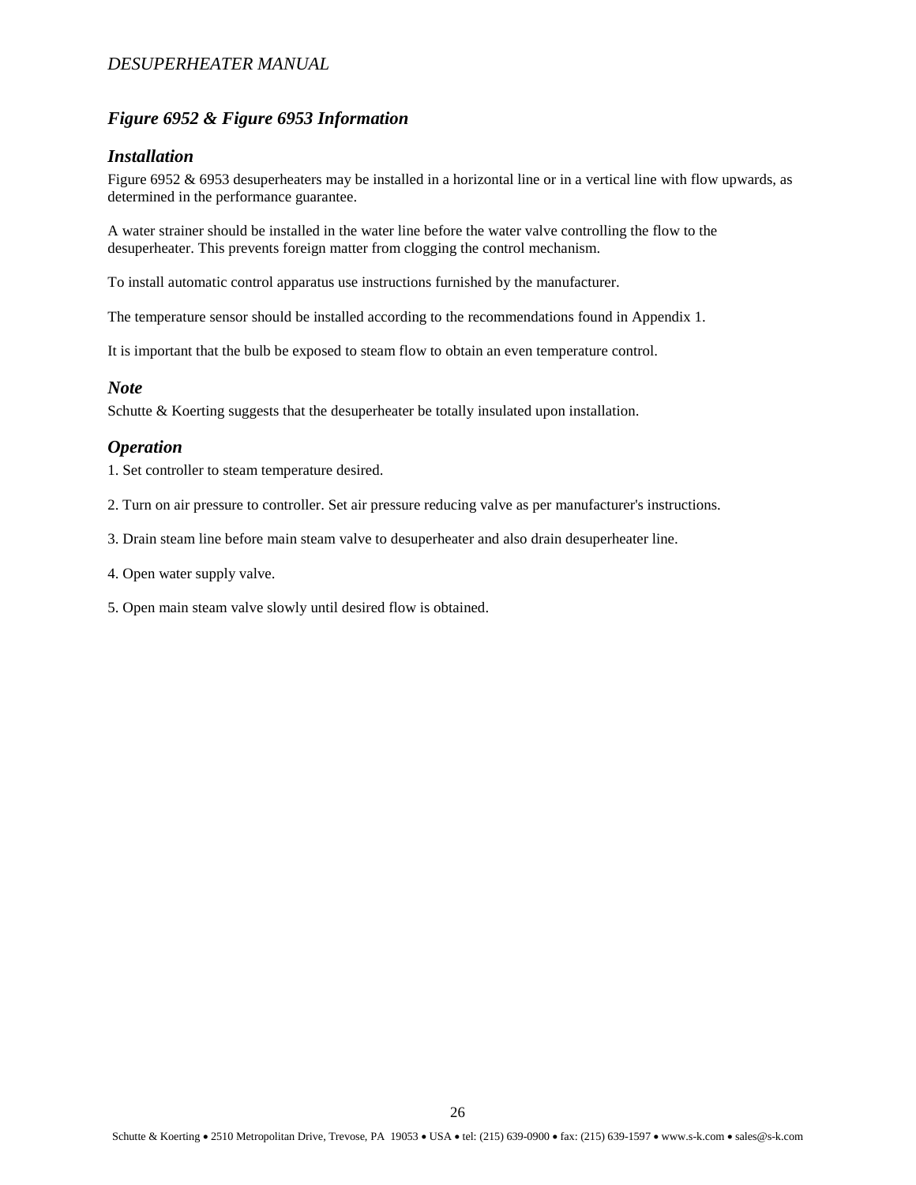## *Figure 6952 & Figure 6953 Information*

### *Installation*

Figure 6952 & 6953 desuperheaters may be installed in a horizontal line or in a vertical line with flow upwards, as determined in the performance guarantee.

A water strainer should be installed in the water line before the water valve controlling the flow to the desuperheater. This prevents foreign matter from clogging the control mechanism.

To install automatic control apparatus use instructions furnished by the manufacturer.

The temperature sensor should be installed according to the recommendations found in Appendix 1.

It is important that the bulb be exposed to steam flow to obtain an even temperature control.

### *Note*

Schutte & Koerting suggests that the desuperheater be totally insulated upon installation.

### *Operation*

1. Set controller to steam temperature desired.

2. Turn on air pressure to controller. Set air pressure reducing valve as per manufacturer's instructions.

3. Drain steam line before main steam valve to desuperheater and also drain desuperheater line.

4. Open water supply valve.

5. Open main steam valve slowly until desired flow is obtained.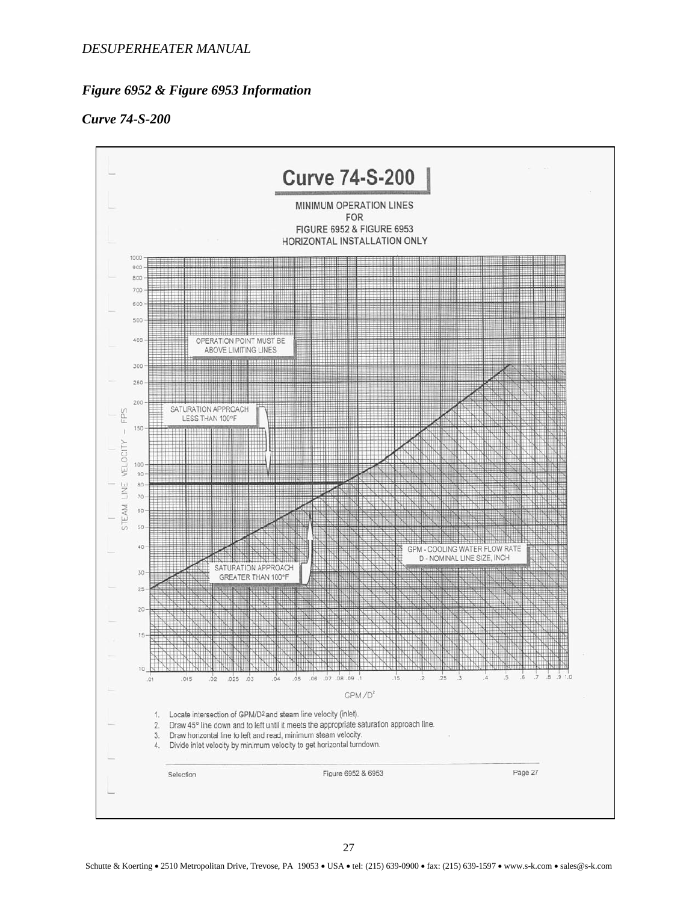*Figure 6952 & Figure 6953 Information*

*Curve 74-S-200*

## Curve 74-S-200

MINIMUM OPERATION LINES
FOR
FIGURE 6952 & FIGURE 6953
HORIZONTAL INSTALLATION ONLY

OPERATION POINT MUST BE ABOVE LIMITING LINES

SATURATION APPROACH LESS THAN 100°F

SATURATION APPROACH GREATER THAN 100°F

GPM - COOLING WATER FLOW RATE
D - NOMINAL LINE SIZE, INCH

STEAM LINE VELOCITY – FPS

$GPM/D^2$

1. Locate intersection of $GPM/D^2$ and steam line velocity (inlet).
2. Draw 45° line down and to left until it meets the appropriate saturation approach line.
3. Draw horizontal line to left and read, minimum steam velocity.
4. Divide inlet velocity by minimum velocity to get horizontal turndown.

Selection — Figure 6952 & 6953 — Page 27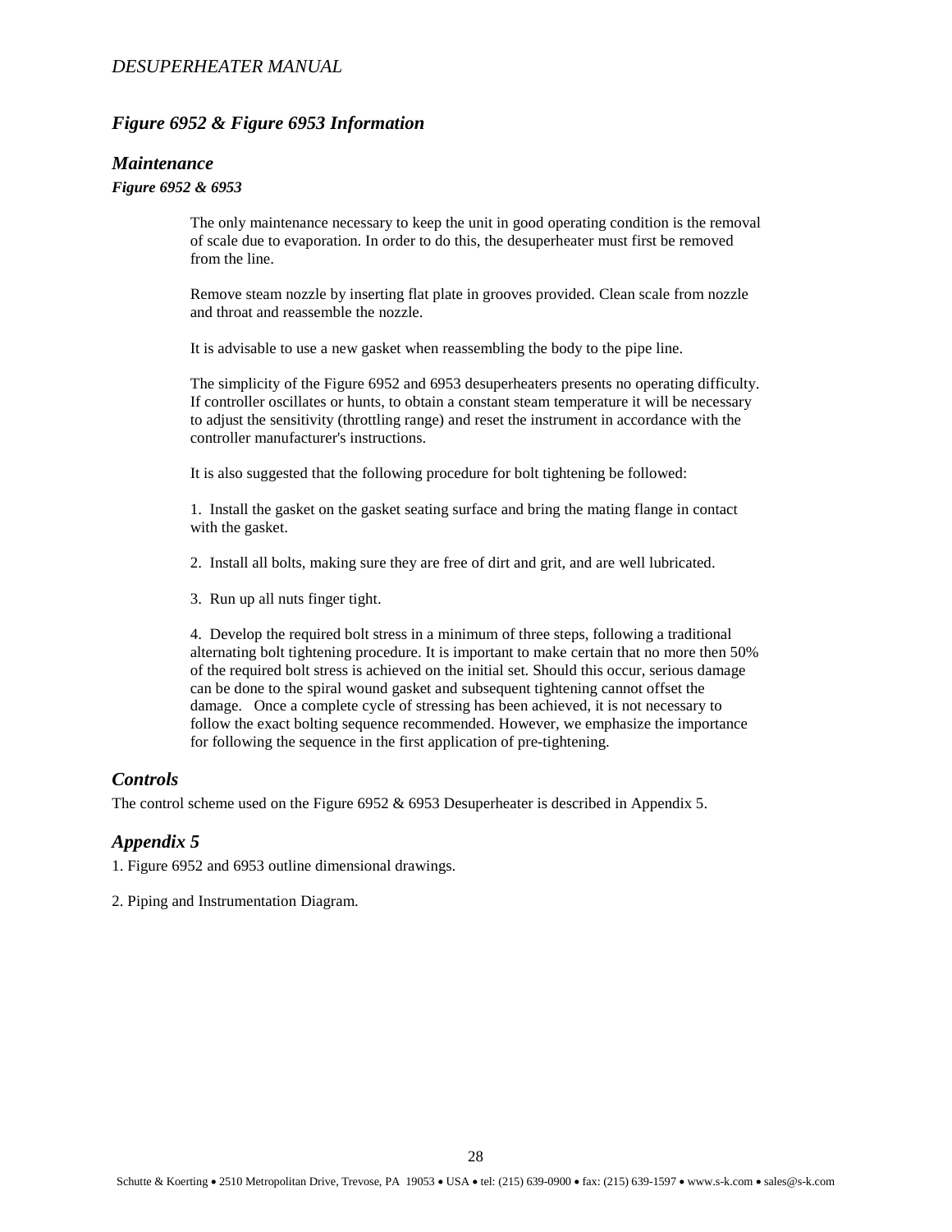## *Figure 6952 & Figure 6953 Information*

### *Maintenance*

***Figure 6952 & 6953***

The only maintenance necessary to keep the unit in good operating condition is the removal of scale due to evaporation. In order to do this, the desuperheater must first be removed from the line.

Remove steam nozzle by inserting flat plate in grooves provided. Clean scale from nozzle and throat and reassemble the nozzle.

It is advisable to use a new gasket when reassembling the body to the pipe line.

The simplicity of the Figure 6952 and 6953 desuperheaters presents no operating difficulty. If controller oscillates or hunts, to obtain a constant steam temperature it will be necessary to adjust the sensitivity (throttling range) and reset the instrument in accordance with the controller manufacturer's instructions.

It is also suggested that the following procedure for bolt tightening be followed:

1. Install the gasket on the gasket seating surface and bring the mating flange in contact with the gasket.

2. Install all bolts, making sure they are free of dirt and grit, and are well lubricated.

3. Run up all nuts finger tight.

4. Develop the required bolt stress in a minimum of three steps, following a traditional alternating bolt tightening procedure. It is important to make certain that no more then 50% of the required bolt stress is achieved on the initial set. Should this occur, serious damage can be done to the spiral wound gasket and subsequent tightening cannot offset the damage. Once a complete cycle of stressing has been achieved, it is not necessary to follow the exact bolting sequence recommended. However, we emphasize the importance for following the sequence in the first application of pre-tightening.

### *Controls*

The control scheme used on the Figure 6952 & 6953 Desuperheater is described in Appendix 5.

### *Appendix 5*

1. Figure 6952 and 6953 outline dimensional drawings.

2. Piping and Instrumentation Diagram.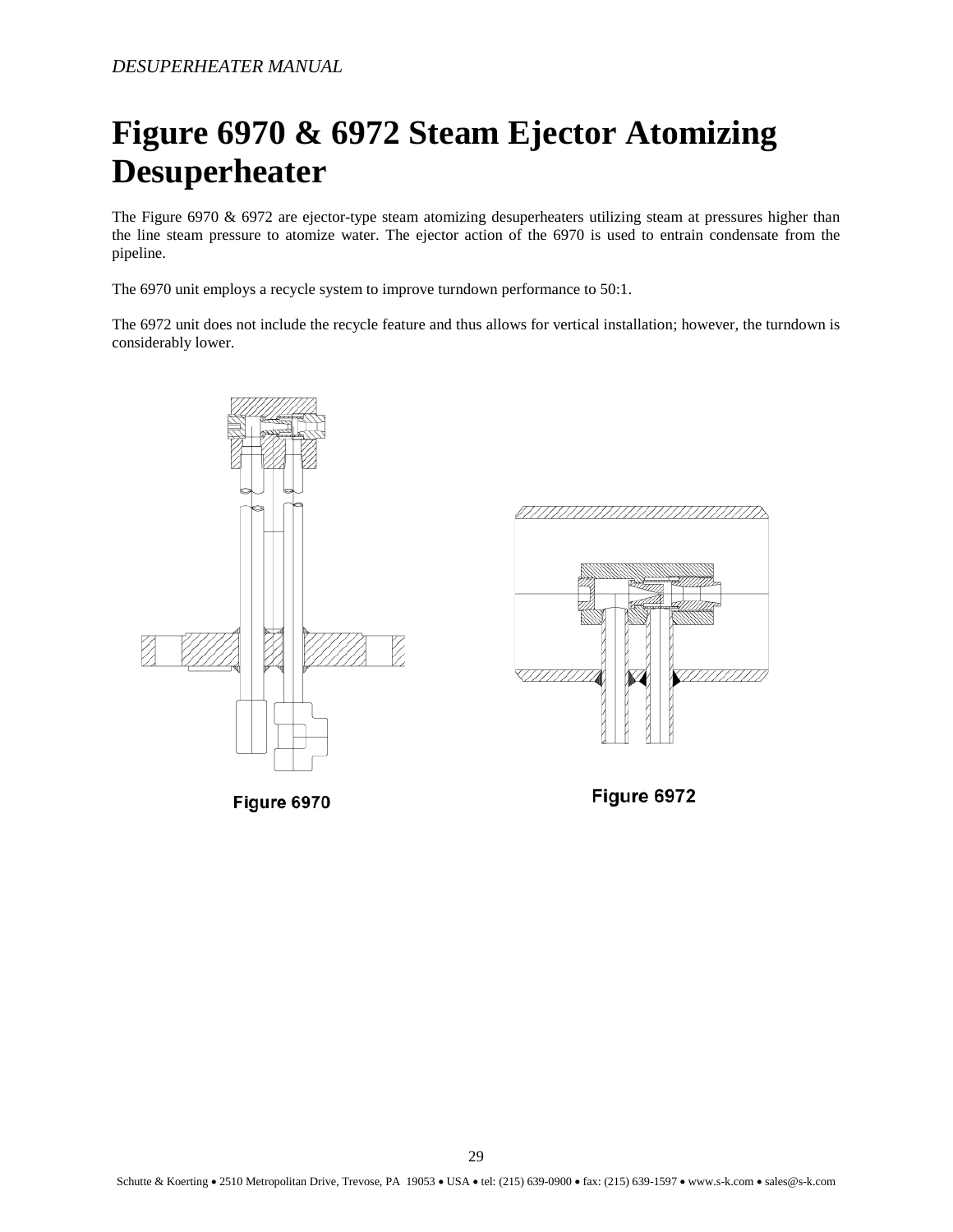# Figure 6970 & 6972 Steam Ejector Atomizing Desuperheater

The Figure 6970 & 6972 are ejector-type steam atomizing desuperheaters utilizing steam at pressures higher than the line steam pressure to atomize water. The ejector action of the 6970 is used to entrain condensate from the pipeline.

The 6970 unit employs a recycle system to improve turndown performance to 50:1.

The 6972 unit does not include the recycle feature and thus allows for vertical installation; however, the turndown is considerably lower.

Figure 6970

Figure 6972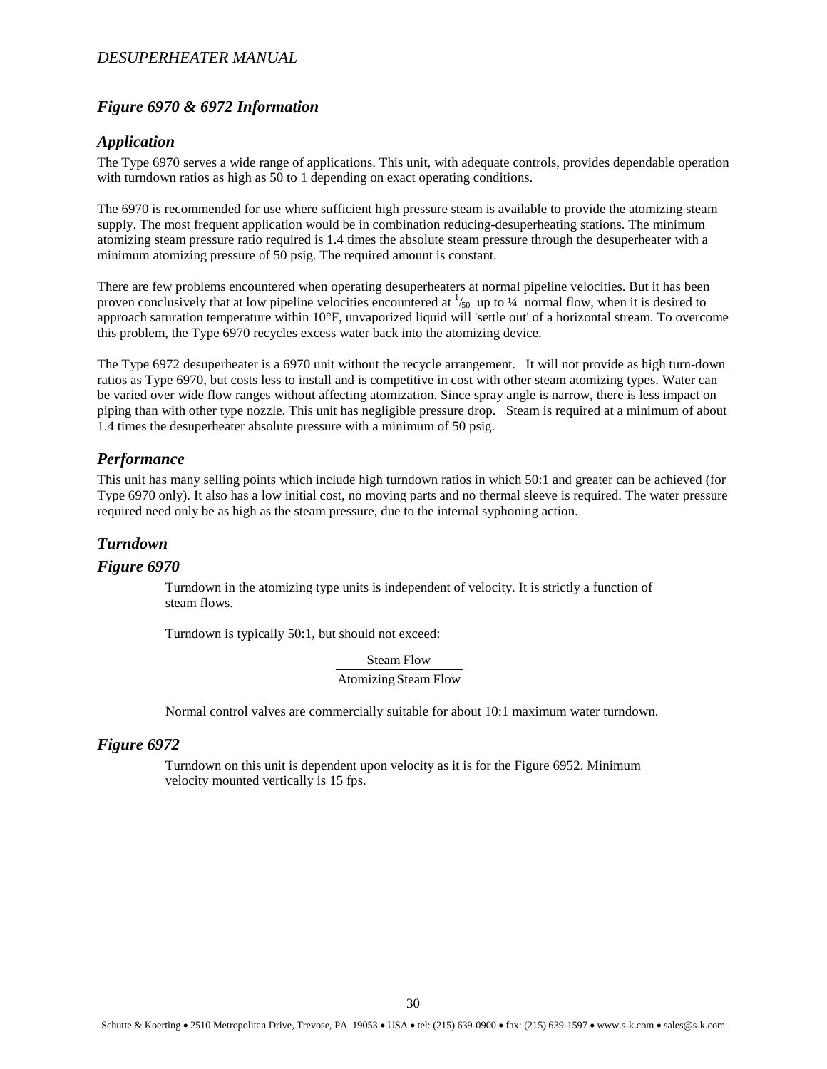## *Figure 6970 & 6972 Information*

### *Application*

The Type 6970 serves a wide range of applications. This unit, with adequate controls, provides dependable operation with turndown ratios as high as 50 to 1 depending on exact operating conditions.

The 6970 is recommended for use where sufficient high pressure steam is available to provide the atomizing steam supply. The most frequent application would be in combination reducing-desuperheating stations. The minimum atomizing steam pressure ratio required is 1.4 times the absolute steam pressure through the desuperheater with a minimum atomizing pressure of 50 psig. The required amount is constant.

There are few problems encountered when operating desuperheaters at normal pipeline velocities. But it has been proven conclusively that at low pipeline velocities encountered at $^{1}/_{50}$ up to ¼ normal flow, when it is desired to approach saturation temperature within 10°F, unvaporized liquid will 'settle out' of a horizontal stream. To overcome this problem, the Type 6970 recycles excess water back into the atomizing device.

The Type 6972 desuperheater is a 6970 unit without the recycle arrangement. It will not provide as high turn-down ratios as Type 6970, but costs less to install and is competitive in cost with other steam atomizing types. Water can be varied over wide flow ranges without affecting atomization. Since spray angle is narrow, there is less impact on piping than with other type nozzle. This unit has negligible pressure drop. Steam is required at a minimum of about 1.4 times the desuperheater absolute pressure with a minimum of 50 psig.

### *Performance*

This unit has many selling points which include high turndown ratios in which 50:1 and greater can be achieved (for Type 6970 only). It also has a low initial cost, no moving parts and no thermal sleeve is required. The water pressure required need only be as high as the steam pressure, due to the internal syphoning action.

### *Turndown*

### *Figure 6970*

Turndown in the atomizing type units is independent of velocity. It is strictly a function of steam flows.

Turndown is typically 50:1, but should not exceed:

$$\frac{\text{Steam Flow}}{\text{Atomizing Steam Flow}}$$

Normal control valves are commercially suitable for about 10:1 maximum water turndown.

### *Figure 6972*

Turndown on this unit is dependent upon velocity as it is for the Figure 6952. Minimum velocity mounted vertically is 15 fps.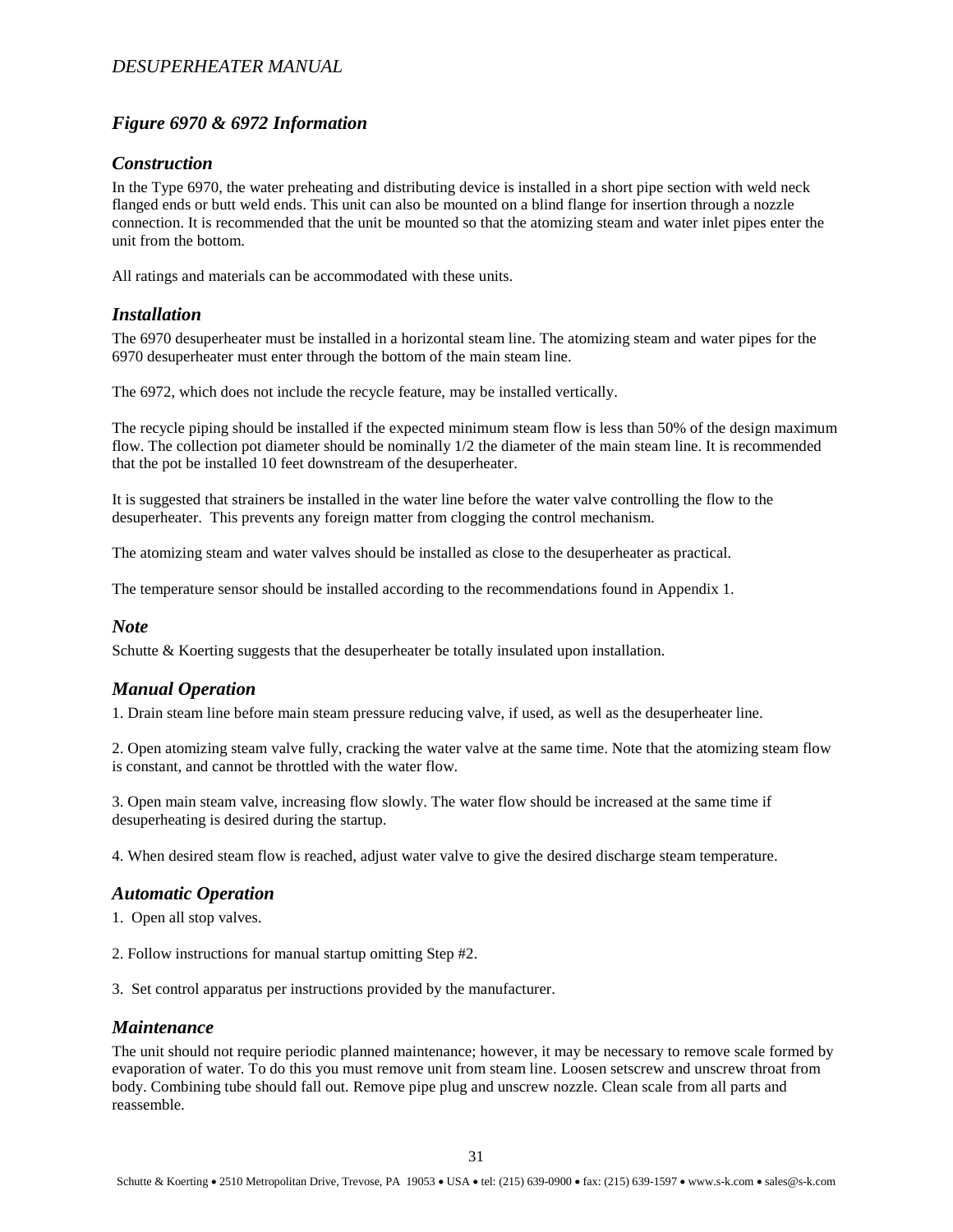## *Figure 6970 & 6972 Information*

### *Construction*

In the Type 6970, the water preheating and distributing device is installed in a short pipe section with weld neck flanged ends or butt weld ends. This unit can also be mounted on a blind flange for insertion through a nozzle connection. It is recommended that the unit be mounted so that the atomizing steam and water inlet pipes enter the unit from the bottom.

All ratings and materials can be accommodated with these units.

### *Installation*

The 6970 desuperheater must be installed in a horizontal steam line. The atomizing steam and water pipes for the 6970 desuperheater must enter through the bottom of the main steam line.

The 6972, which does not include the recycle feature, may be installed vertically.

The recycle piping should be installed if the expected minimum steam flow is less than 50% of the design maximum flow. The collection pot diameter should be nominally 1/2 the diameter of the main steam line. It is recommended that the pot be installed 10 feet downstream of the desuperheater.

It is suggested that strainers be installed in the water line before the water valve controlling the flow to the desuperheater. This prevents any foreign matter from clogging the control mechanism.

The atomizing steam and water valves should be installed as close to the desuperheater as practical.

The temperature sensor should be installed according to the recommendations found in Appendix 1.

### *Note*

Schutte & Koerting suggests that the desuperheater be totally insulated upon installation.

### *Manual Operation*

1. Drain steam line before main steam pressure reducing valve, if used, as well as the desuperheater line.

2. Open atomizing steam valve fully, cracking the water valve at the same time. Note that the atomizing steam flow is constant, and cannot be throttled with the water flow.

3. Open main steam valve, increasing flow slowly. The water flow should be increased at the same time if desuperheating is desired during the startup.

4. When desired steam flow is reached, adjust water valve to give the desired discharge steam temperature.

### *Automatic Operation*

1. Open all stop valves.

2. Follow instructions for manual startup omitting Step #2.

3. Set control apparatus per instructions provided by the manufacturer.

### *Maintenance*

The unit should not require periodic planned maintenance; however, it may be necessary to remove scale formed by evaporation of water. To do this you must remove unit from steam line. Loosen setscrew and unscrew throat from body. Combining tube should fall out. Remove pipe plug and unscrew nozzle. Clean scale from all parts and reassemble.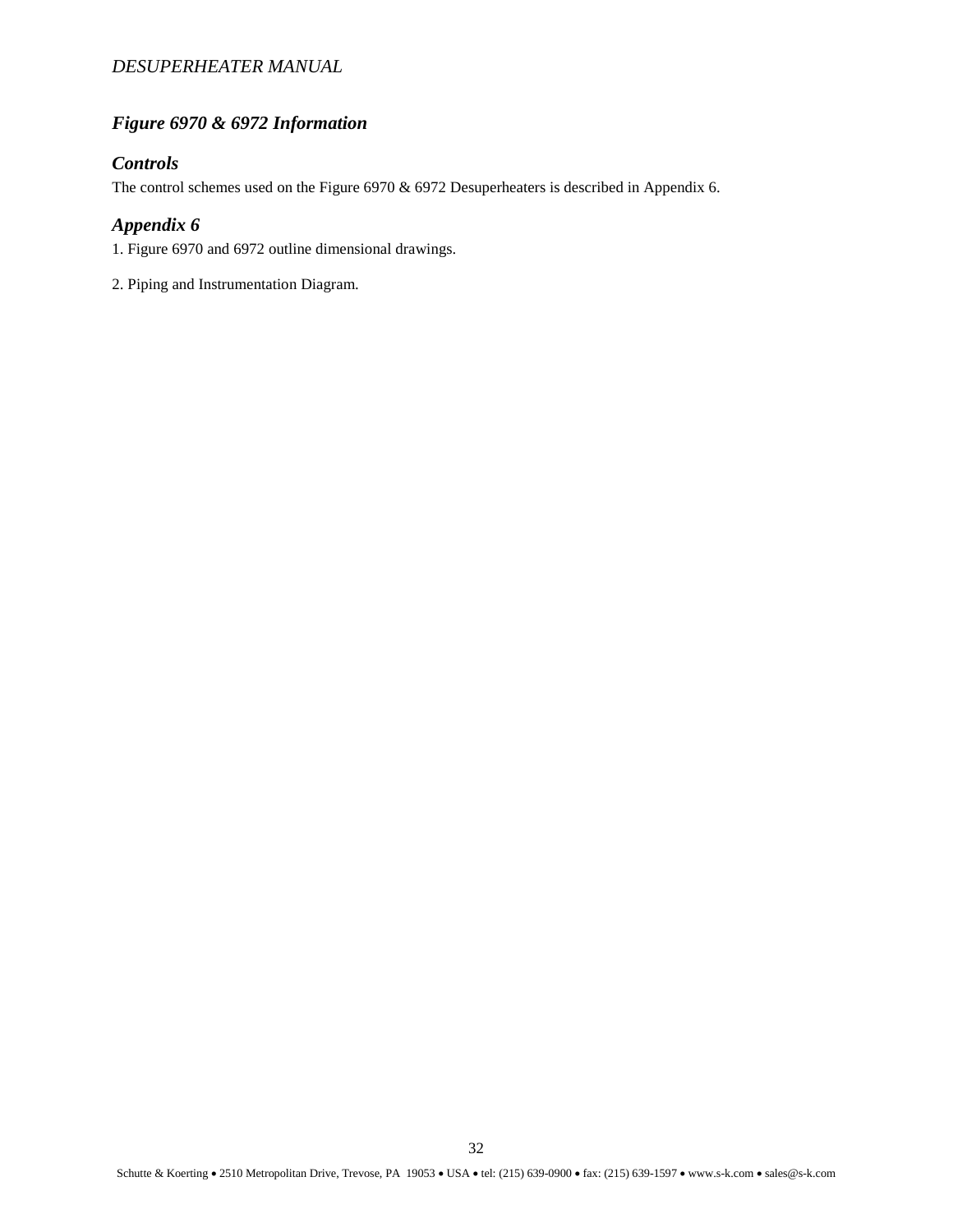## Figure 6970 & 6972 Information

### Controls

The control schemes used on the Figure 6970 & 6972 Desuperheaters is described in Appendix 6.

### Appendix 6

1. Figure 6970 and 6972 outline dimensional drawings.

2. Piping and Instrumentation Diagram.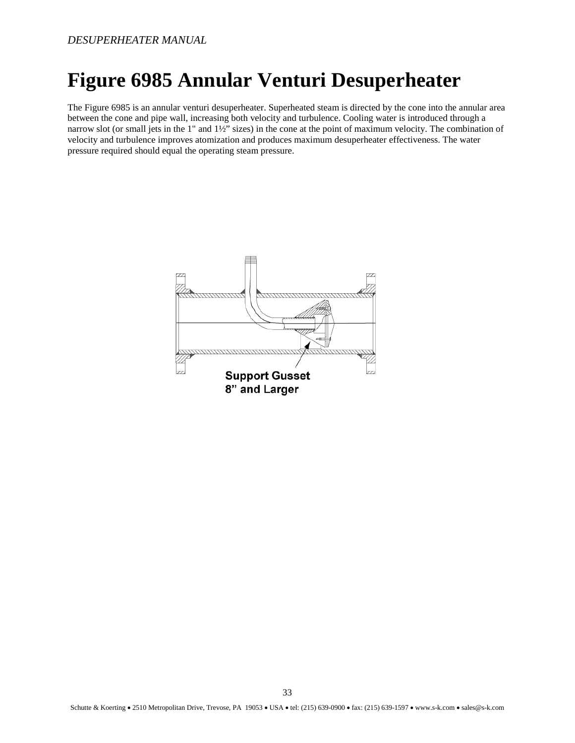# Figure 6985 Annular Venturi Desuperheater

The Figure 6985 is an annular venturi desuperheater. Superheated steam is directed by the cone into the annular area between the cone and pipe wall, increasing both velocity and turbulence. Cooling water is introduced through a narrow slot (or small jets in the 1" and 1½" sizes) in the cone at the point of maximum velocity. The combination of velocity and turbulence improves atomization and produces maximum desuperheater effectiveness. The water pressure required should equal the operating steam pressure.

Support Gusset
8" and Larger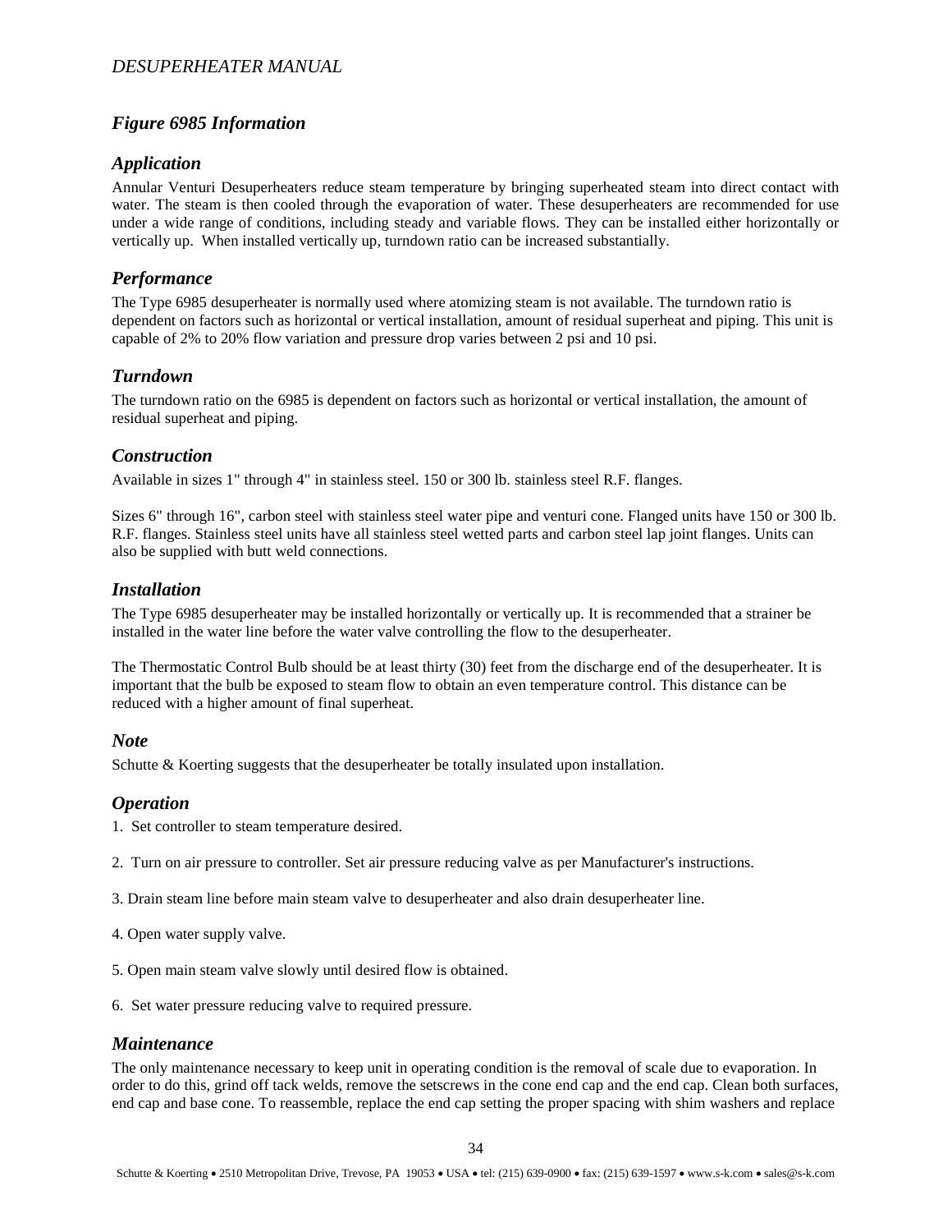## *Figure 6985 Information*

### *Application*

Annular Venturi Desuperheaters reduce steam temperature by bringing superheated steam into direct contact with water. The steam is then cooled through the evaporation of water. These desuperheaters are recommended for use under a wide range of conditions, including steady and variable flows. They can be installed either horizontally or vertically up. When installed vertically up, turndown ratio can be increased substantially.

### *Performance*

The Type 6985 desuperheater is normally used where atomizing steam is not available. The turndown ratio is dependent on factors such as horizontal or vertical installation, amount of residual superheat and piping. This unit is capable of 2% to 20% flow variation and pressure drop varies between 2 psi and 10 psi.

### *Turndown*

The turndown ratio on the 6985 is dependent on factors such as horizontal or vertical installation, the amount of residual superheat and piping.

### *Construction*

Available in sizes 1" through 4" in stainless steel. 150 or 300 lb. stainless steel R.F. flanges.

Sizes 6" through 16", carbon steel with stainless steel water pipe and venturi cone. Flanged units have 150 or 300 lb. R.F. flanges. Stainless steel units have all stainless steel wetted parts and carbon steel lap joint flanges. Units can also be supplied with butt weld connections.

### *Installation*

The Type 6985 desuperheater may be installed horizontally or vertically up. It is recommended that a strainer be installed in the water line before the water valve controlling the flow to the desuperheater.

The Thermostatic Control Bulb should be at least thirty (30) feet from the discharge end of the desuperheater. It is important that the bulb be exposed to steam flow to obtain an even temperature control. This distance can be reduced with a higher amount of final superheat.

### *Note*

Schutte & Koerting suggests that the desuperheater be totally insulated upon installation.

### *Operation*

1. Set controller to steam temperature desired.

2. Turn on air pressure to controller. Set air pressure reducing valve as per Manufacturer's instructions.

3. Drain steam line before main steam valve to desuperheater and also drain desuperheater line.

4. Open water supply valve.

5. Open main steam valve slowly until desired flow is obtained.

6. Set water pressure reducing valve to required pressure.

### *Maintenance*

The only maintenance necessary to keep unit in operating condition is the removal of scale due to evaporation. In order to do this, grind off tack welds, remove the setscrews in the cone end cap and the end cap. Clean both surfaces, end cap and base cone. To reassemble, replace the end cap setting the proper spacing with shim washers and replace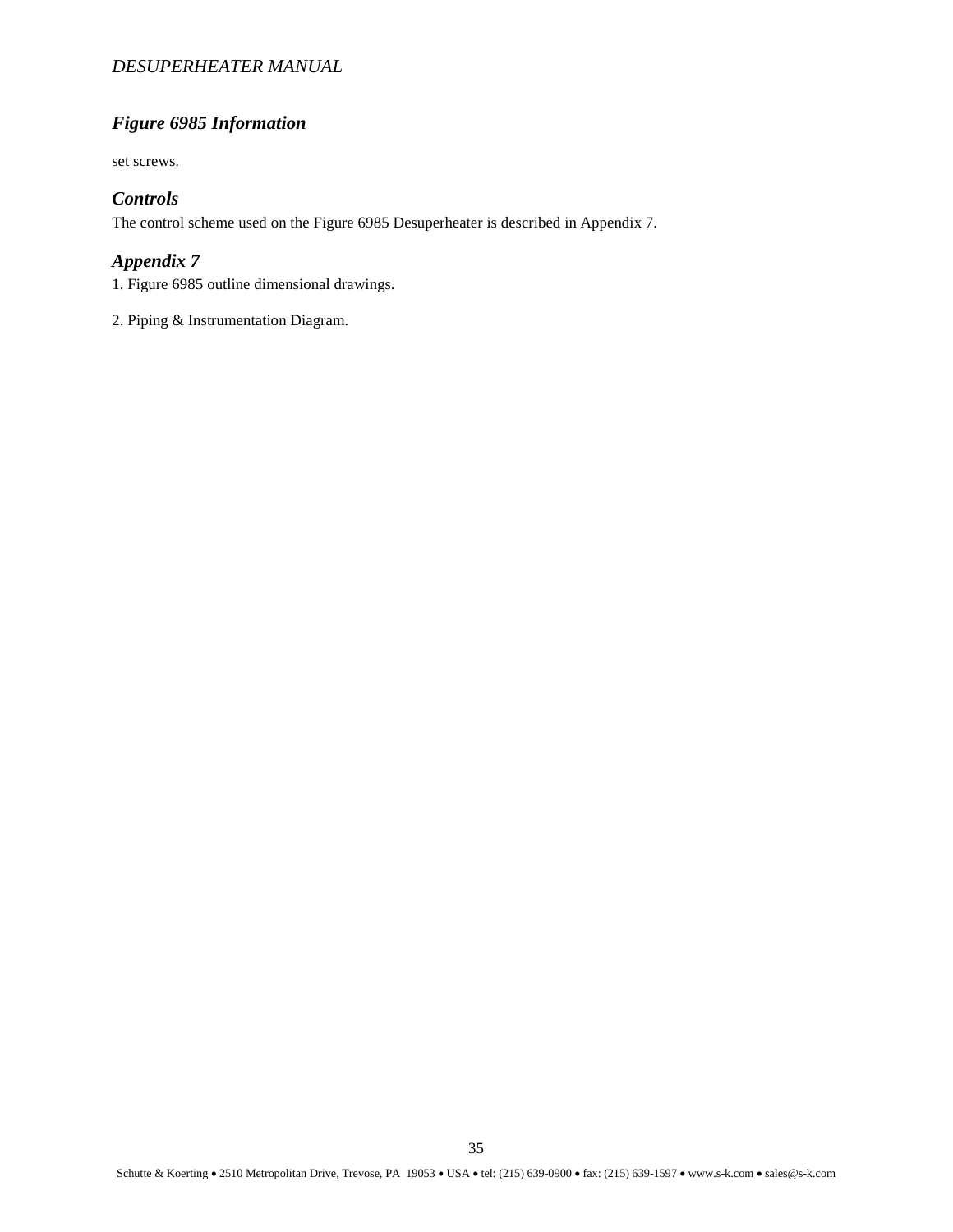## *Figure 6985 Information*

set screws.

### *Controls*

The control scheme used on the Figure 6985 Desuperheater is described in Appendix 7.

### *Appendix 7*

1. Figure 6985 outline dimensional drawings.

2. Piping & Instrumentation Diagram.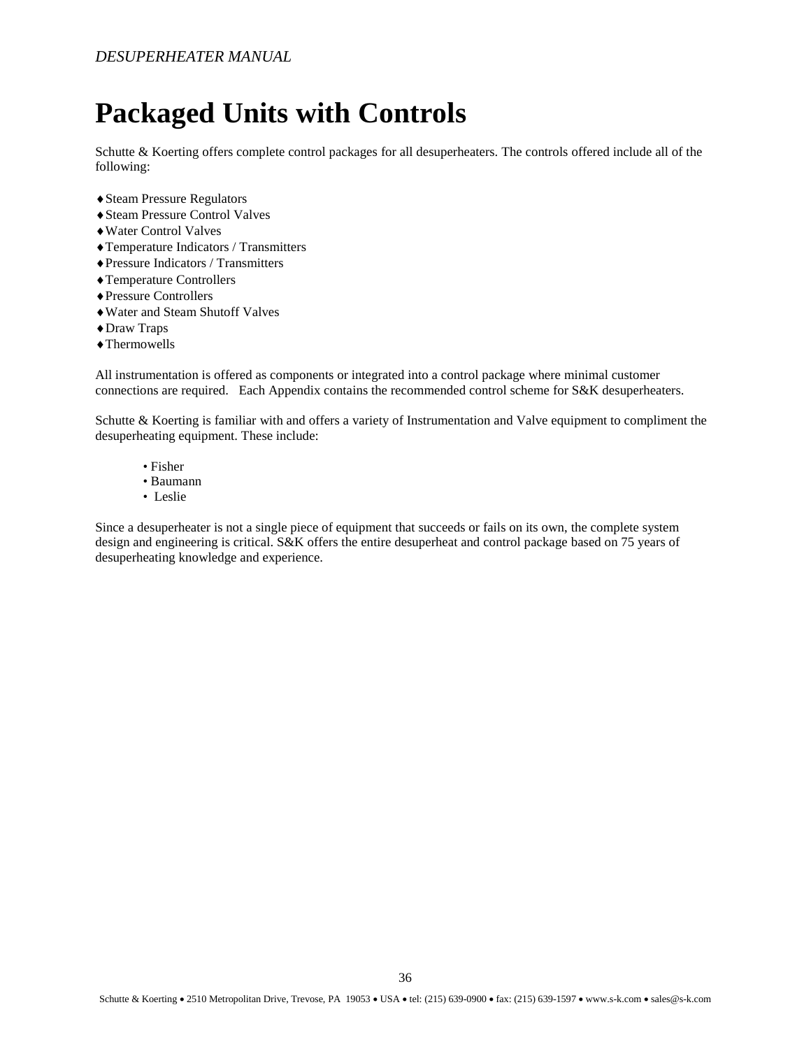# Packaged Units with Controls

Schutte & Koerting offers complete control packages for all desuperheaters. The controls offered include all of the following:

- Steam Pressure Regulators
- Steam Pressure Control Valves
- Water Control Valves
- Temperature Indicators / Transmitters
- Pressure Indicators / Transmitters
- Temperature Controllers
- Pressure Controllers
- Water and Steam Shutoff Valves
- Draw Traps
- Thermowells

All instrumentation is offered as components or integrated into a control package where minimal customer connections are required. Each Appendix contains the recommended control scheme for S&K desuperheaters.

Schutte & Koerting is familiar with and offers a variety of Instrumentation and Valve equipment to compliment the desuperheating equipment. These include:

- Fisher
- Baumann
- Leslie

Since a desuperheater is not a single piece of equipment that succeeds or fails on its own, the complete system design and engineering is critical. S&K offers the entire desuperheat and control package based on 75 years of desuperheating knowledge and experience.